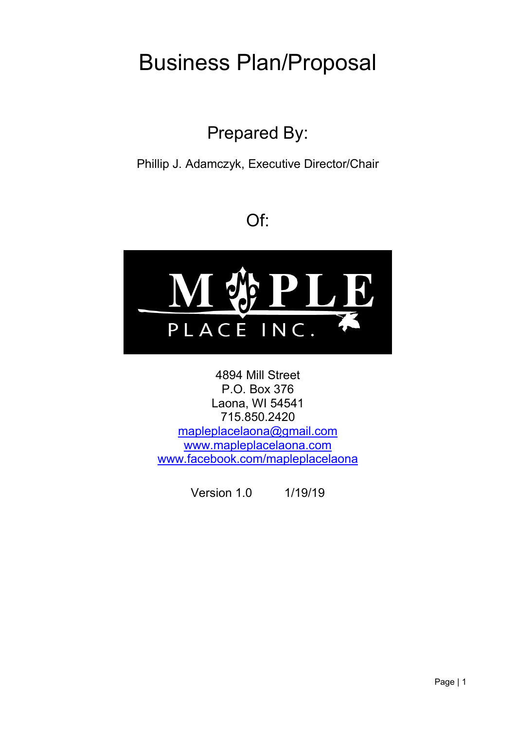# Business Plan/Proposal

## Prepared By:

Phillip J. Adamczyk, Executive Director/Chair

## Of:

MAPLE PLACE INC.

4894 Mill Street
P.O. Box 376
Laona, WI 54541
715.850.2420
mapleplacelaona@gmail.com
www.mapleplacelaona.com
www.facebook.com/mapleplacelaona

Version 1.0 1/19/19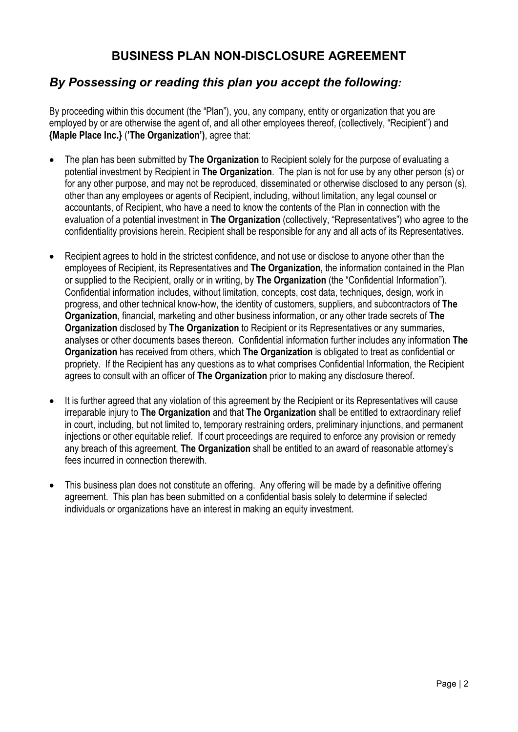# BUSINESS PLAN NON-DISCLOSURE AGREEMENT

## *By Possessing or reading this plan you accept the following:*

By proceeding within this document (the "Plan"), you, any company, entity or organization that you are employed by or are otherwise the agent of, and all other employees thereof, (collectively, "Recipient") and **{Maple Place Inc.}** (**'The Organization')**, agree that:

- The plan has been submitted by **The Organization** to Recipient solely for the purpose of evaluating a potential investment by Recipient in **The Organization**. The plan is not for use by any other person (s) or for any other purpose, and may not be reproduced, disseminated or otherwise disclosed to any person (s), other than any employees or agents of Recipient, including, without limitation, any legal counsel or accountants, of Recipient, who have a need to know the contents of the Plan in connection with the evaluation of a potential investment in **The Organization** (collectively, "Representatives") who agree to the confidentiality provisions herein. Recipient shall be responsible for any and all acts of its Representatives.

- Recipient agrees to hold in the strictest confidence, and not use or disclose to anyone other than the employees of Recipient, its Representatives and **The Organization**, the information contained in the Plan or supplied to the Recipient, orally or in writing, by **The Organization** (the "Confidential Information"). Confidential information includes, without limitation, concepts, cost data, techniques, design, work in progress, and other technical know-how, the identity of customers, suppliers, and subcontractors of **The Organization**, financial, marketing and other business information, or any other trade secrets of **The Organization** disclosed by **The Organization** to Recipient or its Representatives or any summaries, analyses or other documents bases thereon. Confidential information further includes any information **The Organization** has received from others, which **The Organization** is obligated to treat as confidential or propriety. If the Recipient has any questions as to what comprises Confidential Information, the Recipient agrees to consult with an officer of **The Organization** prior to making any disclosure thereof.

- It is further agreed that any violation of this agreement by the Recipient or its Representatives will cause irreparable injury to **The Organization** and that **The Organization** shall be entitled to extraordinary relief in court, including, but not limited to, temporary restraining orders, preliminary injunctions, and permanent injections or other equitable relief. If court proceedings are required to enforce any provision or remedy any breach of this agreement, **The Organization** shall be entitled to an award of reasonable attorney's fees incurred in connection therewith.

- This business plan does not constitute an offering. Any offering will be made by a definitive offering agreement. This plan has been submitted on a confidential basis solely to determine if selected individuals or organizations have an interest in making an equity investment.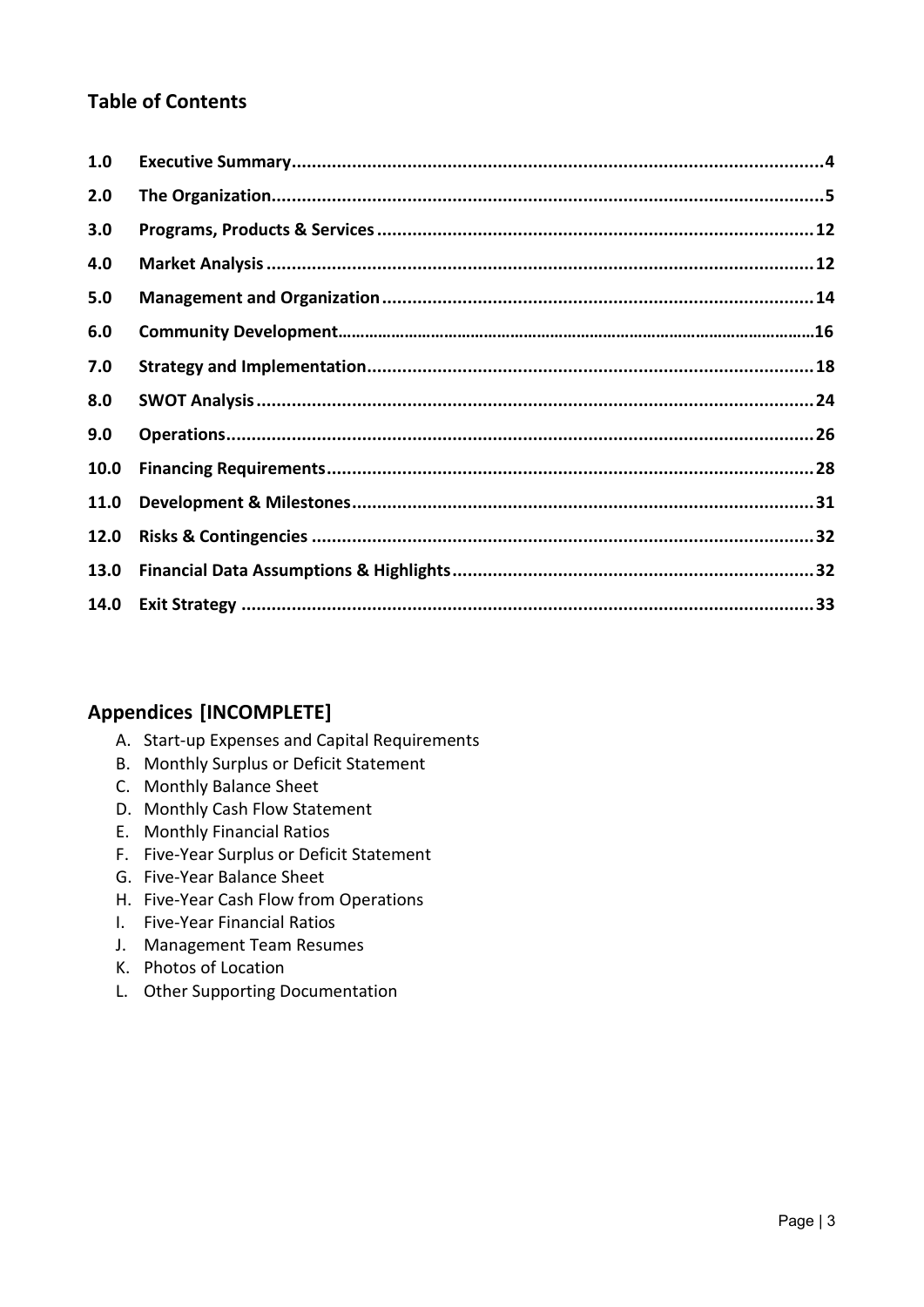## Table of Contents

| | | |
|---|---|---|
| **1.0** | **Executive Summary** | **4** |
| **2.0** | **The Organization** | **5** |
| **3.0** | **Programs, Products & Services** | **12** |
| **4.0** | **Market Analysis** | **12** |
| **5.0** | **Management and Organization** | **14** |
| **6.0** | **Community Development** | **16** |
| **7.0** | **Strategy and Implementation** | **18** |
| **8.0** | **SWOT Analysis** | **24** |
| **9.0** | **Operations** | **26** |
| **10.0** | **Financing Requirements** | **28** |
| **11.0** | **Development & Milestones** | **31** |
| **12.0** | **Risks & Contingencies** | **32** |
| **13.0** | **Financial Data Assumptions & Highlights** | **32** |
| **14.0** | **Exit Strategy** | **33** |

## Appendices [INCOMPLETE]

A. Start-up Expenses and Capital Requirements
B. Monthly Surplus or Deficit Statement
C. Monthly Balance Sheet
D. Monthly Cash Flow Statement
E. Monthly Financial Ratios
F. Five-Year Surplus or Deficit Statement
G. Five-Year Balance Sheet
H. Five-Year Cash Flow from Operations
I. Five-Year Financial Ratios
J. Management Team Resumes
K. Photos of Location
L. Other Supporting Documentation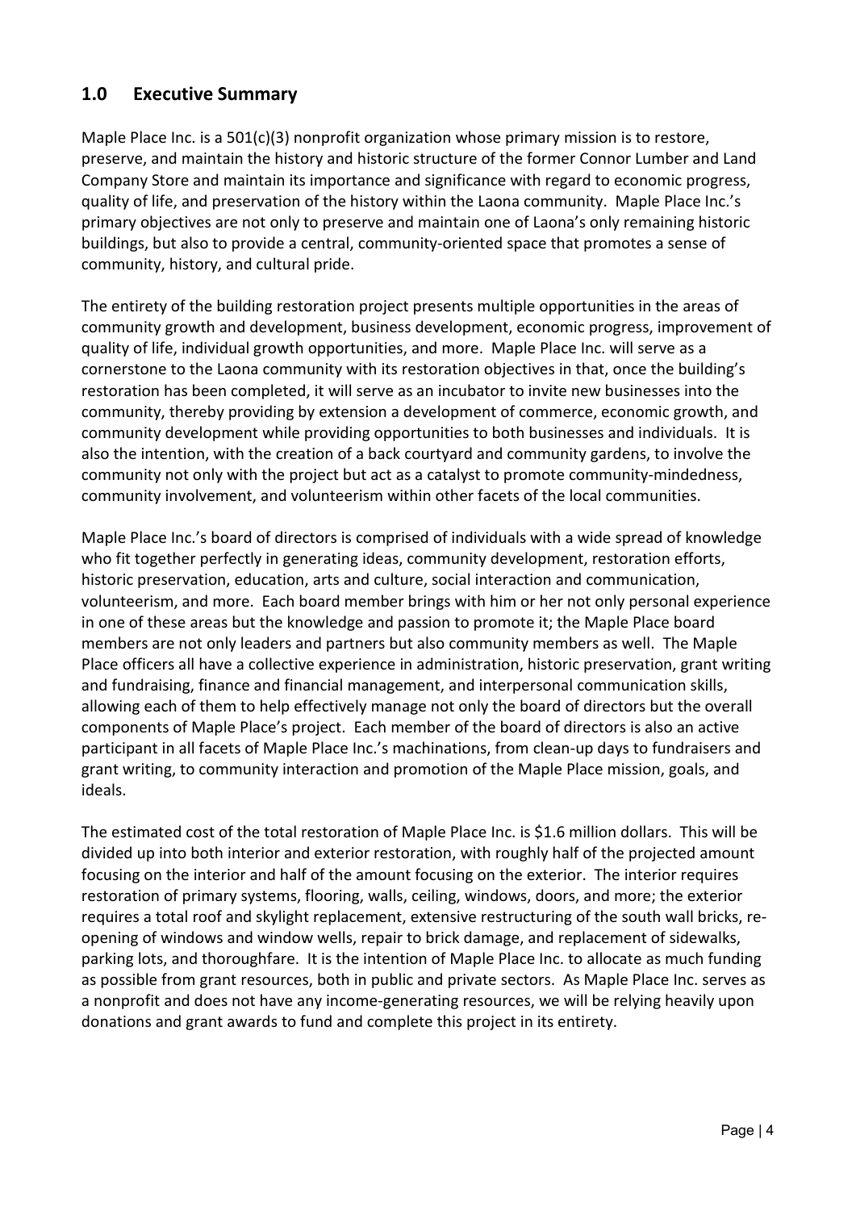## 1.0 Executive Summary

Maple Place Inc. is a 501(c)(3) nonprofit organization whose primary mission is to restore, preserve, and maintain the history and historic structure of the former Connor Lumber and Land Company Store and maintain its importance and significance with regard to economic progress, quality of life, and preservation of the history within the Laona community. Maple Place Inc.'s primary objectives are not only to preserve and maintain one of Laona's only remaining historic buildings, but also to provide a central, community-oriented space that promotes a sense of community, history, and cultural pride.

The entirety of the building restoration project presents multiple opportunities in the areas of community growth and development, business development, economic progress, improvement of quality of life, individual growth opportunities, and more. Maple Place Inc. will serve as a cornerstone to the Laona community with its restoration objectives in that, once the building's restoration has been completed, it will serve as an incubator to invite new businesses into the community, thereby providing by extension a development of commerce, economic growth, and community development while providing opportunities to both businesses and individuals. It is also the intention, with the creation of a back courtyard and community gardens, to involve the community not only with the project but act as a catalyst to promote community-mindedness, community involvement, and volunteerism within other facets of the local communities.

Maple Place Inc.'s board of directors is comprised of individuals with a wide spread of knowledge who fit together perfectly in generating ideas, community development, restoration efforts, historic preservation, education, arts and culture, social interaction and communication, volunteerism, and more. Each board member brings with him or her not only personal experience in one of these areas but the knowledge and passion to promote it; the Maple Place board members are not only leaders and partners but also community members as well. The Maple Place officers all have a collective experience in administration, historic preservation, grant writing and fundraising, finance and financial management, and interpersonal communication skills, allowing each of them to help effectively manage not only the board of directors but the overall components of Maple Place's project. Each member of the board of directors is also an active participant in all facets of Maple Place Inc.'s machinations, from clean-up days to fundraisers and grant writing, to community interaction and promotion of the Maple Place mission, goals, and ideals.

The estimated cost of the total restoration of Maple Place Inc. is $1.6 million dollars. This will be divided up into both interior and exterior restoration, with roughly half of the projected amount focusing on the interior and half of the amount focusing on the exterior. The interior requires restoration of primary systems, flooring, walls, ceiling, windows, doors, and more; the exterior requires a total roof and skylight replacement, extensive restructuring of the south wall bricks, re-opening of windows and window wells, repair to brick damage, and replacement of sidewalks, parking lots, and thoroughfare. It is the intention of Maple Place Inc. to allocate as much funding as possible from grant resources, both in public and private sectors. As Maple Place Inc. serves as a nonprofit and does not have any income-generating resources, we will be relying heavily upon donations and grant awards to fund and complete this project in its entirety.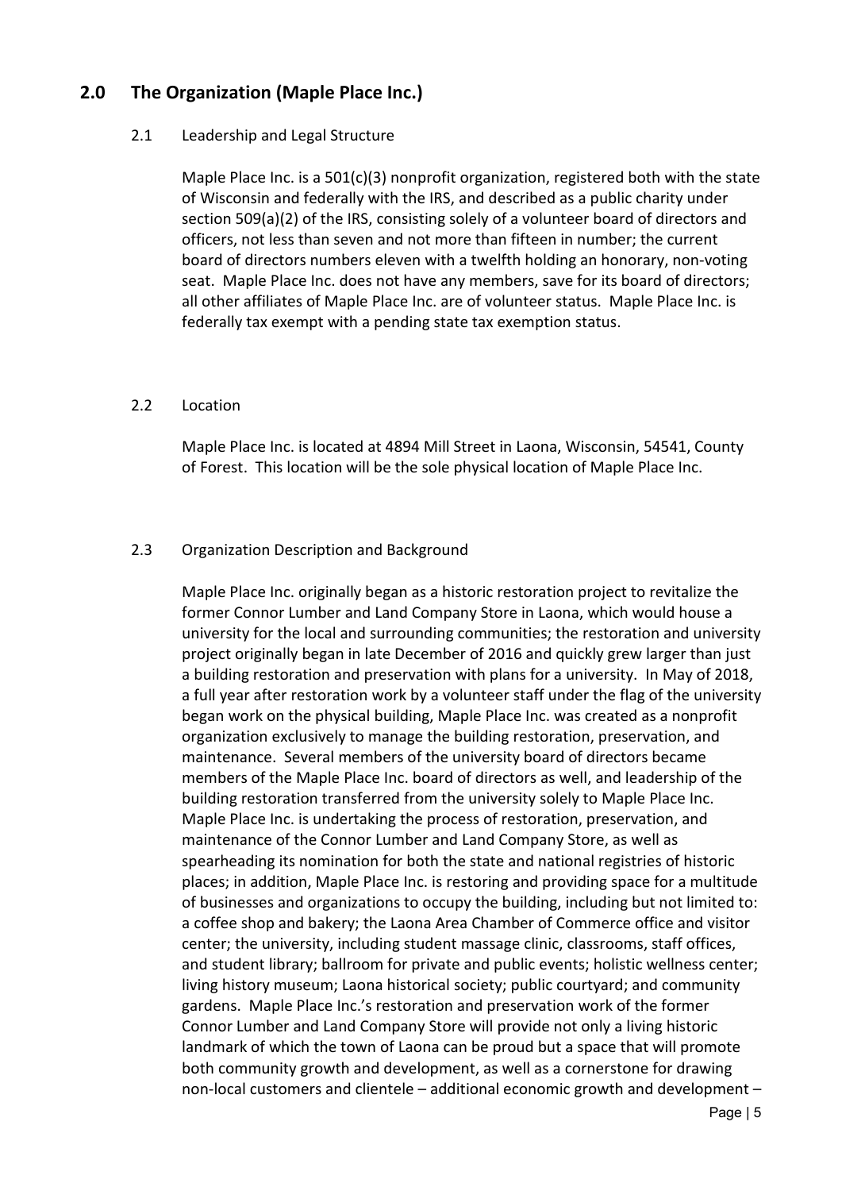## 2.0 The Organization (Maple Place Inc.)

### 2.1 Leadership and Legal Structure

Maple Place Inc. is a 501(c)(3) nonprofit organization, registered both with the state of Wisconsin and federally with the IRS, and described as a public charity under section 509(a)(2) of the IRS, consisting solely of a volunteer board of directors and officers, not less than seven and not more than fifteen in number; the current board of directors numbers eleven with a twelfth holding an honorary, non-voting seat. Maple Place Inc. does not have any members, save for its board of directors; all other affiliates of Maple Place Inc. are of volunteer status. Maple Place Inc. is federally tax exempt with a pending state tax exemption status.

### 2.2 Location

Maple Place Inc. is located at 4894 Mill Street in Laona, Wisconsin, 54541, County of Forest. This location will be the sole physical location of Maple Place Inc.

### 2.3 Organization Description and Background

Maple Place Inc. originally began as a historic restoration project to revitalize the former Connor Lumber and Land Company Store in Laona, which would house a university for the local and surrounding communities; the restoration and university project originally began in late December of 2016 and quickly grew larger than just a building restoration and preservation with plans for a university. In May of 2018, a full year after restoration work by a volunteer staff under the flag of the university began work on the physical building, Maple Place Inc. was created as a nonprofit organization exclusively to manage the building restoration, preservation, and maintenance. Several members of the university board of directors became members of the Maple Place Inc. board of directors as well, and leadership of the building restoration transferred from the university solely to Maple Place Inc. Maple Place Inc. is undertaking the process of restoration, preservation, and maintenance of the Connor Lumber and Land Company Store, as well as spearheading its nomination for both the state and national registries of historic places; in addition, Maple Place Inc. is restoring and providing space for a multitude of businesses and organizations to occupy the building, including but not limited to: a coffee shop and bakery; the Laona Area Chamber of Commerce office and visitor center; the university, including student massage clinic, classrooms, staff offices, and student library; ballroom for private and public events; holistic wellness center; living history museum; Laona historical society; public courtyard; and community gardens. Maple Place Inc.'s restoration and preservation work of the former Connor Lumber and Land Company Store will provide not only a living historic landmark of which the town of Laona can be proud but a space that will promote both community growth and development, as well as a cornerstone for drawing non-local customers and clientele – additional economic growth and development –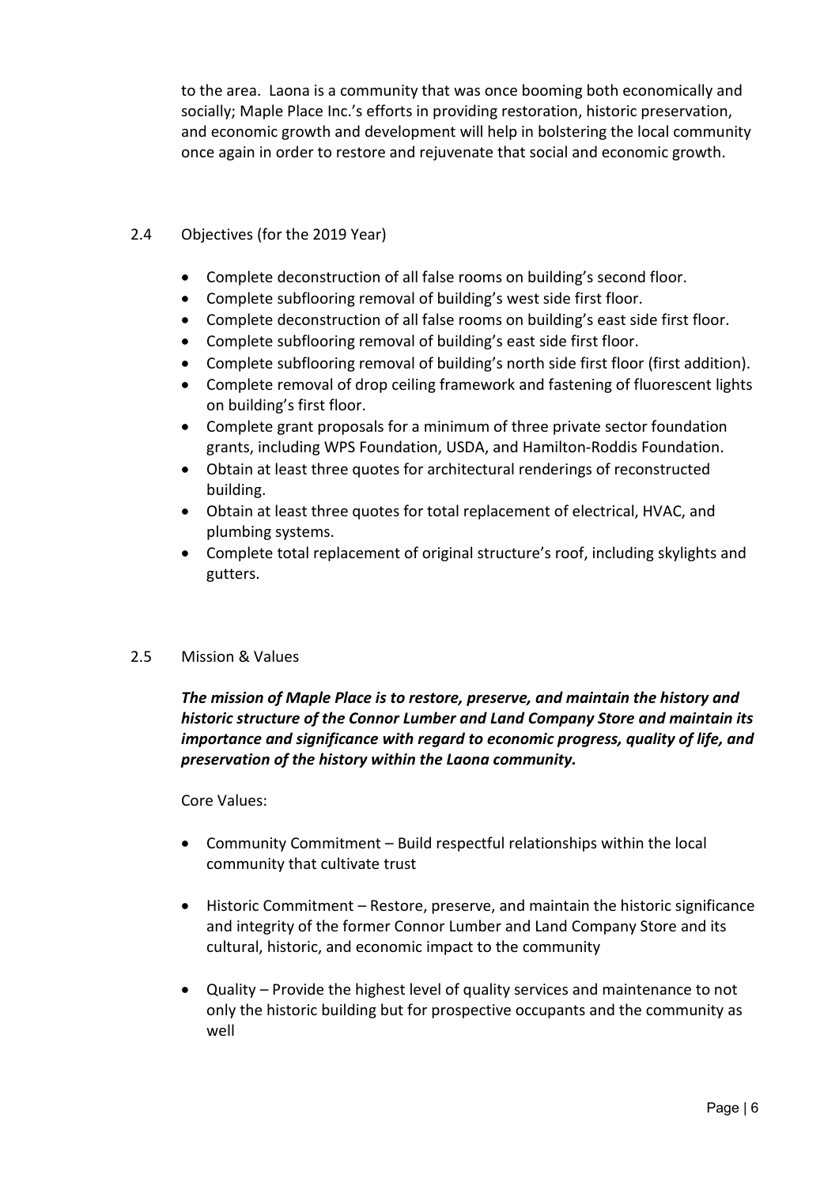to the area. Laona is a community that was once booming both economically and socially; Maple Place Inc.'s efforts in providing restoration, historic preservation, and economic growth and development will help in bolstering the local community once again in order to restore and rejuvenate that social and economic growth.

## 2.4 Objectives (for the 2019 Year)

- Complete deconstruction of all false rooms on building's second floor.
- Complete subflooring removal of building's west side first floor.
- Complete deconstruction of all false rooms on building's east side first floor.
- Complete subflooring removal of building's east side first floor.
- Complete subflooring removal of building's north side first floor (first addition).
- Complete removal of drop ceiling framework and fastening of fluorescent lights on building's first floor.
- Complete grant proposals for a minimum of three private sector foundation grants, including WPS Foundation, USDA, and Hamilton-Roddis Foundation.
- Obtain at least three quotes for architectural renderings of reconstructed building.
- Obtain at least three quotes for total replacement of electrical, HVAC, and plumbing systems.
- Complete total replacement of original structure's roof, including skylights and gutters.

## 2.5 Mission & Values

***The mission of Maple Place is to restore, preserve, and maintain the history and historic structure of the Connor Lumber and Land Company Store and maintain its importance and significance with regard to economic progress, quality of life, and preservation of the history within the Laona community.***

Core Values:

- Community Commitment – Build respectful relationships within the local community that cultivate trust
- Historic Commitment – Restore, preserve, and maintain the historic significance and integrity of the former Connor Lumber and Land Company Store and its cultural, historic, and economic impact to the community
- Quality – Provide the highest level of quality services and maintenance to not only the historic building but for prospective occupants and the community as well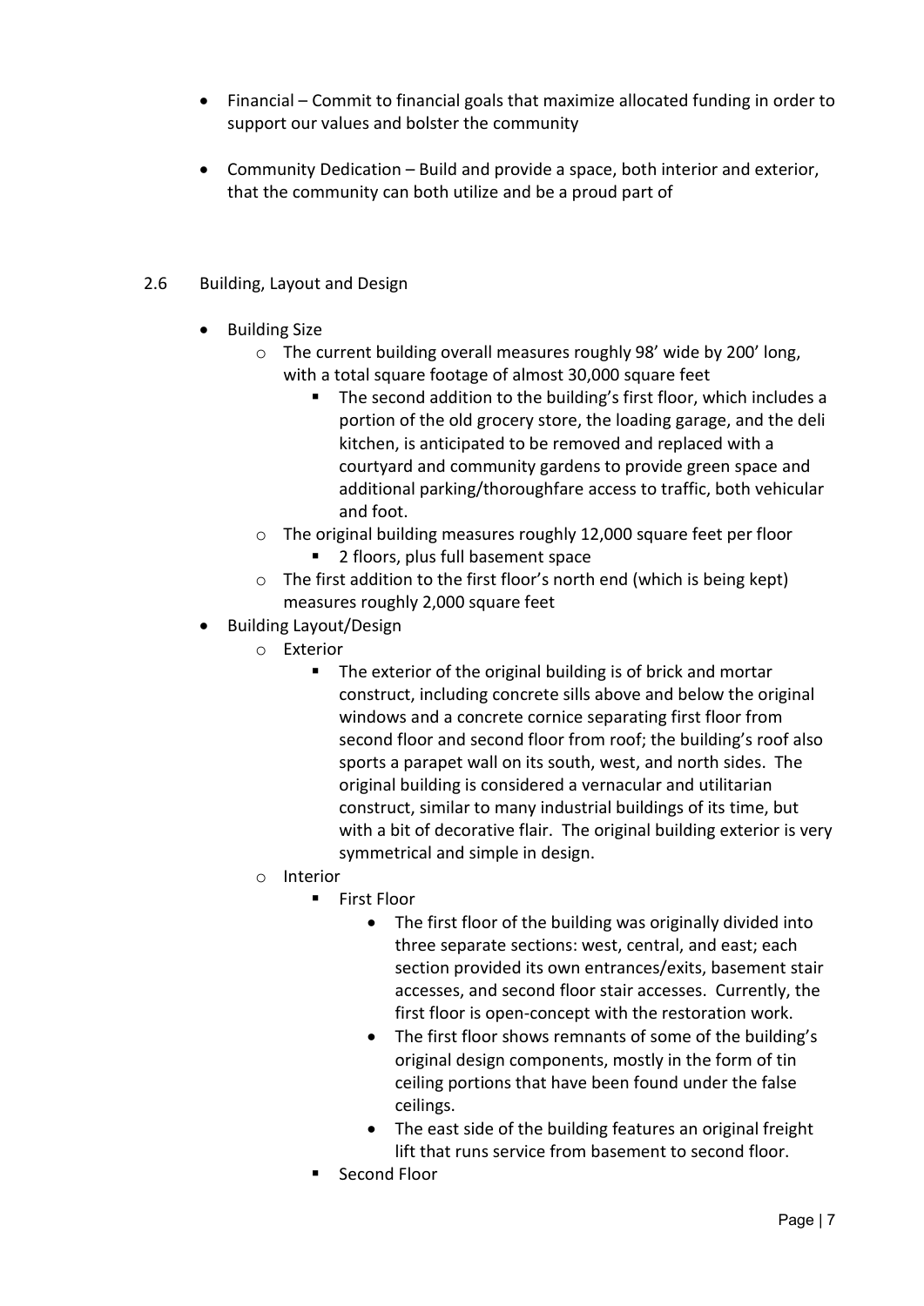- Financial – Commit to financial goals that maximize allocated funding in order to support our values and bolster the community

- Community Dedication – Build and provide a space, both interior and exterior, that the community can both utilize and be a proud part of

## 2.6 Building, Layout and Design

- Building Size
    - The current building overall measures roughly 98' wide by 200' long, with a total square footage of almost 30,000 square feet
        - The second addition to the building's first floor, which includes a portion of the old grocery store, the loading garage, and the deli kitchen, is anticipated to be removed and replaced with a courtyard and community gardens to provide green space and additional parking/thoroughfare access to traffic, both vehicular and foot.
    - The original building measures roughly 12,000 square feet per floor
        - 2 floors, plus full basement space
    - The first addition to the first floor's north end (which is being kept) measures roughly 2,000 square feet
- Building Layout/Design
    - Exterior
        - The exterior of the original building is of brick and mortar construct, including concrete sills above and below the original windows and a concrete cornice separating first floor from second floor and second floor from roof; the building's roof also sports a parapet wall on its south, west, and north sides. The original building is considered a vernacular and utilitarian construct, similar to many industrial buildings of its time, but with a bit of decorative flair. The original building exterior is very symmetrical and simple in design.
    - Interior
        - First Floor
            - The first floor of the building was originally divided into three separate sections: west, central, and east; each section provided its own entrances/exits, basement stair accesses, and second floor stair accesses. Currently, the first floor is open-concept with the restoration work.
            - The first floor shows remnants of some of the building's original design components, mostly in the form of tin ceiling portions that have been found under the false ceilings.
            - The east side of the building features an original freight lift that runs service from basement to second floor.
        - Second Floor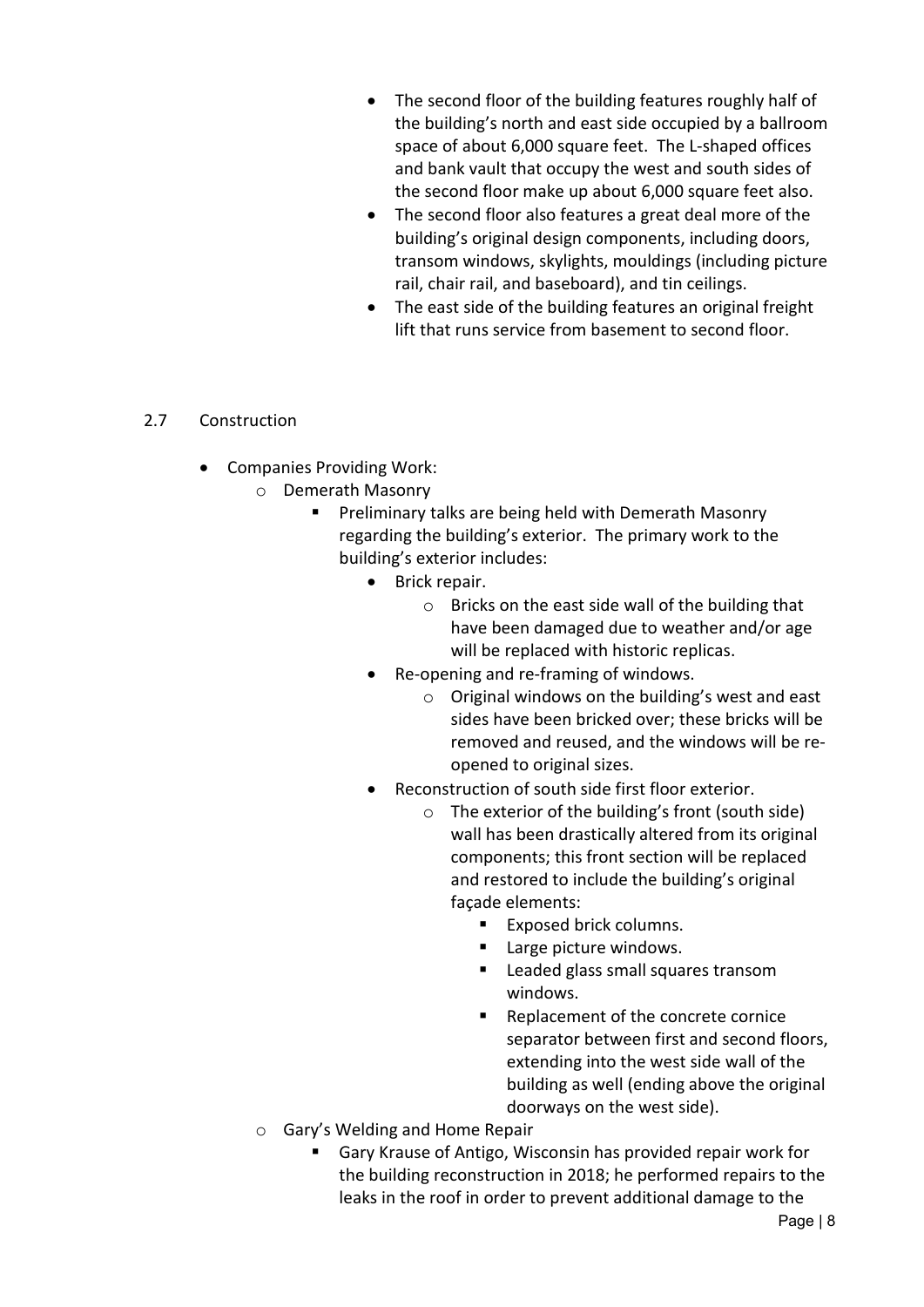- The second floor of the building features roughly half of the building's north and east side occupied by a ballroom space of about 6,000 square feet. The L-shaped offices and bank vault that occupy the west and south sides of the second floor make up about 6,000 square feet also.
- The second floor also features a great deal more of the building's original design components, including doors, transom windows, skylights, mouldings (including picture rail, chair rail, and baseboard), and tin ceilings.
- The east side of the building features an original freight lift that runs service from basement to second floor.

## 2.7 Construction

- Companies Providing Work:
  - Demerath Masonry
    - Preliminary talks are being held with Demerath Masonry regarding the building's exterior. The primary work to the building's exterior includes:
      - Brick repair.
        - Bricks on the east side wall of the building that have been damaged due to weather and/or age will be replaced with historic replicas.
      - Re-opening and re-framing of windows.
        - Original windows on the building's west and east sides have been bricked over; these bricks will be removed and reused, and the windows will be re-opened to original sizes.
      - Reconstruction of south side first floor exterior.
        - The exterior of the building's front (south side) wall has been drastically altered from its original components; this front section will be replaced and restored to include the building's original façade elements:
          - Exposed brick columns.
          - Large picture windows.
          - Leaded glass small squares transom windows.
          - Replacement of the concrete cornice separator between first and second floors, extending into the west side wall of the building as well (ending above the original doorways on the west side).
  - Gary's Welding and Home Repair
    - Gary Krause of Antigo, Wisconsin has provided repair work for the building reconstruction in 2018; he performed repairs to the leaks in the roof in order to prevent additional damage to the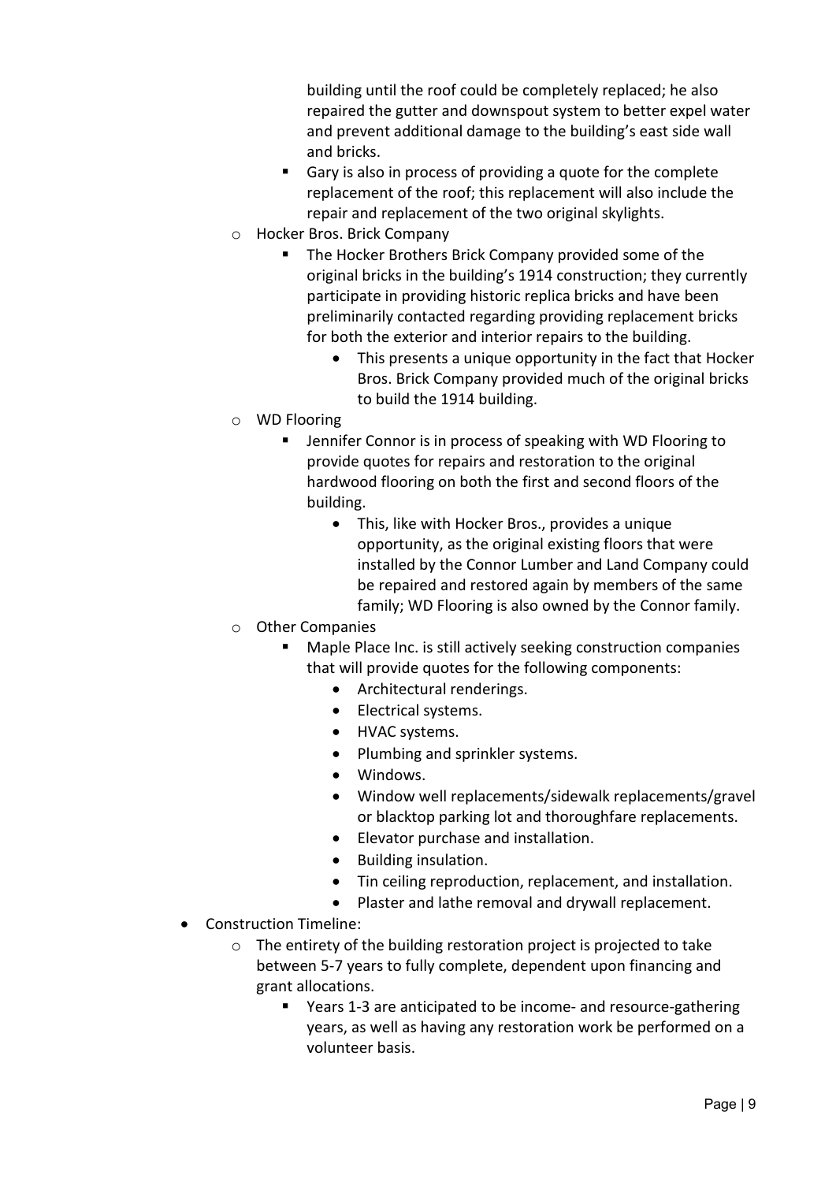- building until the roof could be completely replaced; he also repaired the gutter and downspout system to better expel water and prevent additional damage to the building's east side wall and bricks.
    - Gary is also in process of providing a quote for the complete replacement of the roof; this replacement will also include the repair and replacement of the two original skylights.
  - Hocker Bros. Brick Company
    - The Hocker Brothers Brick Company provided some of the original bricks in the building's 1914 construction; they currently participate in providing historic replica bricks and have been preliminarily contacted regarding providing replacement bricks for both the exterior and interior repairs to the building.
      - This presents a unique opportunity in the fact that Hocker Bros. Brick Company provided much of the original bricks to build the 1914 building.
  - WD Flooring
    - Jennifer Connor is in process of speaking with WD Flooring to provide quotes for repairs and restoration to the original hardwood flooring on both the first and second floors of the building.
      - This, like with Hocker Bros., provides a unique opportunity, as the original existing floors that were installed by the Connor Lumber and Land Company could be repaired and restored again by members of the same family; WD Flooring is also owned by the Connor family.
  - Other Companies
    - Maple Place Inc. is still actively seeking construction companies that will provide quotes for the following components:
      - Architectural renderings.
      - Electrical systems.
      - HVAC systems.
      - Plumbing and sprinkler systems.
      - Windows.
      - Window well replacements/sidewalk replacements/gravel or blacktop parking lot and thoroughfare replacements.
      - Elevator purchase and installation.
      - Building insulation.
      - Tin ceiling reproduction, replacement, and installation.
      - Plaster and lathe removal and drywall replacement.
- Construction Timeline:
  - The entirety of the building restoration project is projected to take between 5-7 years to fully complete, dependent upon financing and grant allocations.
    - Years 1-3 are anticipated to be income- and resource-gathering years, as well as having any restoration work be performed on a volunteer basis.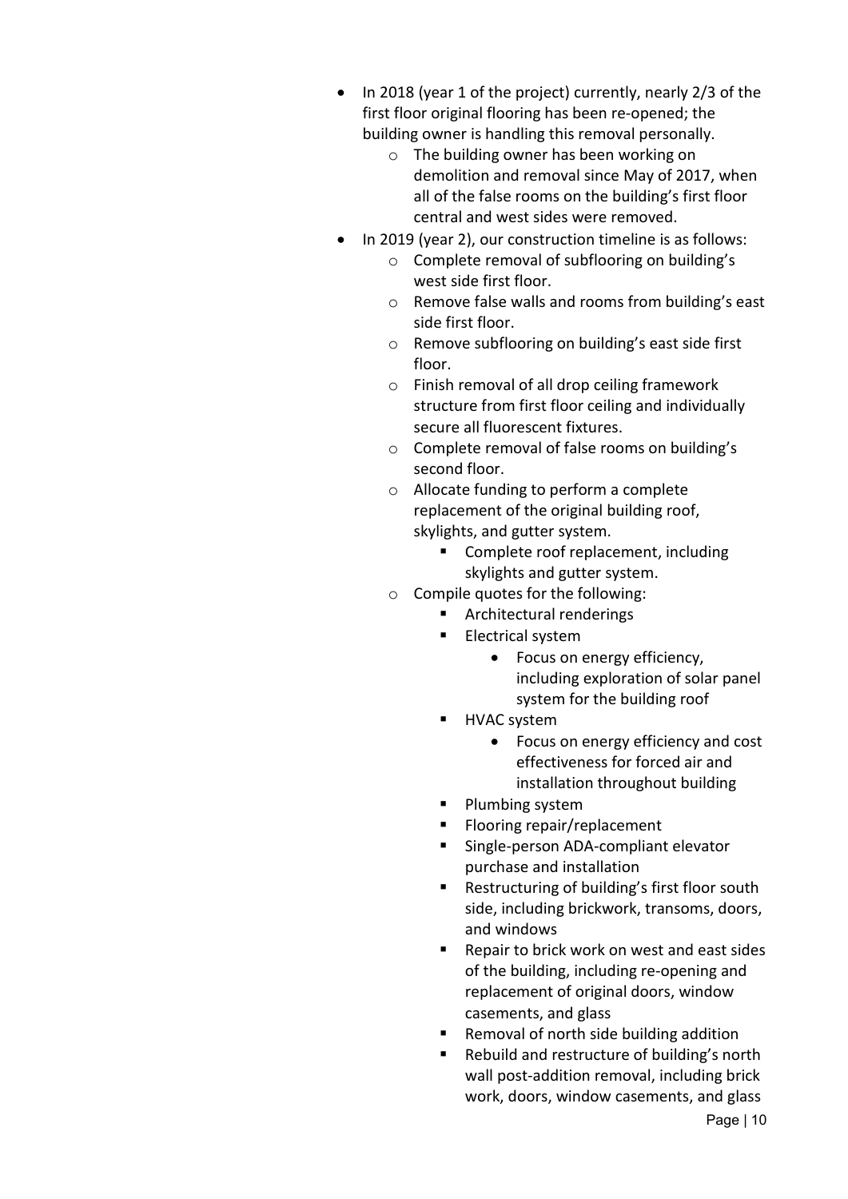- In 2018 (year 1 of the project) currently, nearly 2/3 of the first floor original flooring has been re-opened; the building owner is handling this removal personally.
    - The building owner has been working on demolition and removal since May of 2017, when all of the false rooms on the building's first floor central and west sides were removed.
- In 2019 (year 2), our construction timeline is as follows:
    - Complete removal of subflooring on building's west side first floor.
    - Remove false walls and rooms from building's east side first floor.
    - Remove subflooring on building's east side first floor.
    - Finish removal of all drop ceiling framework structure from first floor ceiling and individually secure all fluorescent fixtures.
    - Complete removal of false rooms on building's second floor.
    - Allocate funding to perform a complete replacement of the original building roof, skylights, and gutter system.
        - Complete roof replacement, including skylights and gutter system.
    - Compile quotes for the following:
        - Architectural renderings
        - Electrical system
            - Focus on energy efficiency, including exploration of solar panel system for the building roof
        - HVAC system
            - Focus on energy efficiency and cost effectiveness for forced air and installation throughout building
        - Plumbing system
        - Flooring repair/replacement
        - Single-person ADA-compliant elevator purchase and installation
        - Restructuring of building's first floor south side, including brickwork, transoms, doors, and windows
        - Repair to brick work on west and east sides of the building, including re-opening and replacement of original doors, window casements, and glass
        - Removal of north side building addition
        - Rebuild and restructure of building's north wall post-addition removal, including brick work, doors, window casements, and glass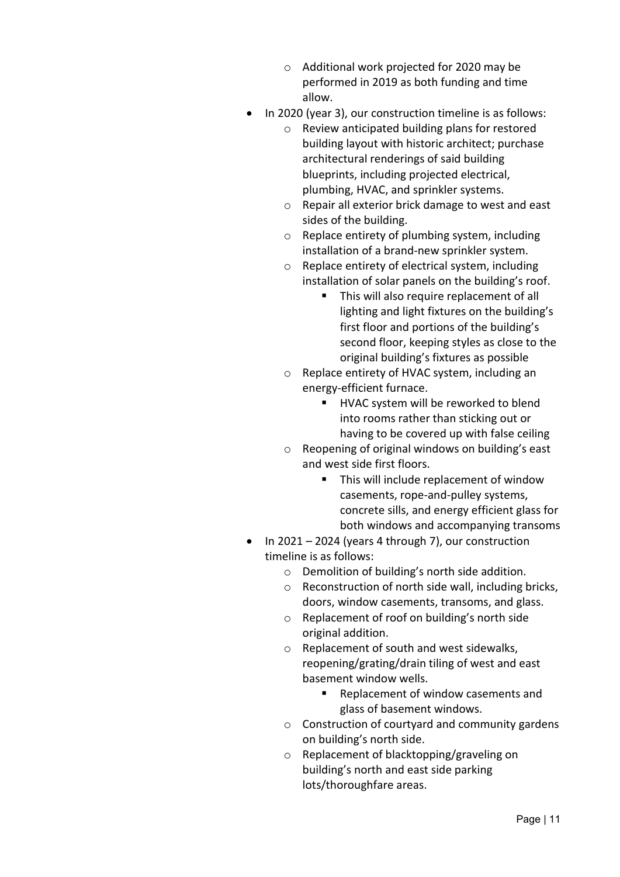- Additional work projected for 2020 may be performed in 2019 as both funding and time allow.
- In 2020 (year 3), our construction timeline is as follows:
  - Review anticipated building plans for restored building layout with historic architect; purchase architectural renderings of said building blueprints, including projected electrical, plumbing, HVAC, and sprinkler systems.
  - Repair all exterior brick damage to west and east sides of the building.
  - Replace entirety of plumbing system, including installation of a brand-new sprinkler system.
  - Replace entirety of electrical system, including installation of solar panels on the building's roof.
    - This will also require replacement of all lighting and light fixtures on the building's first floor and portions of the building's second floor, keeping styles as close to the original building's fixtures as possible
  - Replace entirety of HVAC system, including an energy-efficient furnace.
    - HVAC system will be reworked to blend into rooms rather than sticking out or having to be covered up with false ceiling
  - Reopening of original windows on building's east and west side first floors.
    - This will include replacement of window casements, rope-and-pulley systems, concrete sills, and energy efficient glass for both windows and accompanying transoms
- In 2021 – 2024 (years 4 through 7), our construction timeline is as follows:
  - Demolition of building's north side addition.
  - Reconstruction of north side wall, including bricks, doors, window casements, transoms, and glass.
  - Replacement of roof on building's north side original addition.
  - Replacement of south and west sidewalks, reopening/grating/drain tiling of west and east basement window wells.
    - Replacement of window casements and glass of basement windows.
  - Construction of courtyard and community gardens on building's north side.
  - Replacement of blacktopping/graveling on building's north and east side parking lots/thoroughfare areas.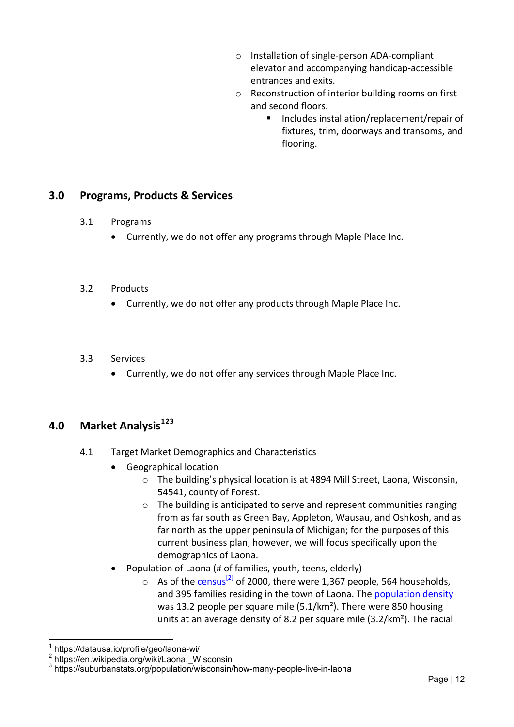- Installation of single-person ADA-compliant elevator and accompanying handicap-accessible entrances and exits.
- Reconstruction of interior building rooms on first and second floors.
  - Includes installation/replacement/repair of fixtures, trim, doorways and transoms, and flooring.

## 3.0 Programs, Products & Services

### 3.1 Programs

- Currently, we do not offer any programs through Maple Place Inc.

### 3.2 Products

- Currently, we do not offer any products through Maple Place Inc.

### 3.3 Services

- Currently, we do not offer any services through Maple Place Inc.

## 4.0 Market Analysis[1][2][3]

### 4.1 Target Market Demographics and Characteristics

- Geographical location
  - The building's physical location is at 4894 Mill Street, Laona, Wisconsin, 54541, county of Forest.
  - The building is anticipated to serve and represent communities ranging from as far south as Green Bay, Appleton, Wausau, and Oshkosh, and as far north as the upper peninsula of Michigan; for the purposes of this current business plan, however, we will focus specifically upon the demographics of Laona.
- Population of Laona (# of families, youth, teens, elderly)
  - As of the census[2] of 2000, there were 1,367 people, 564 households, and 395 families residing in the town of Laona. The population density was 13.2 people per square mile (5.1/km²). There were 850 housing units at an average density of 8.2 per square mile (3.2/km²). The racial

[1] https://datausa.io/profile/geo/laona-wi/
[2] https://en.wikipedia.org/wiki/Laona,_Wisconsin
[3] https://suburbanstats.org/population/wisconsin/how-many-people-live-in-laona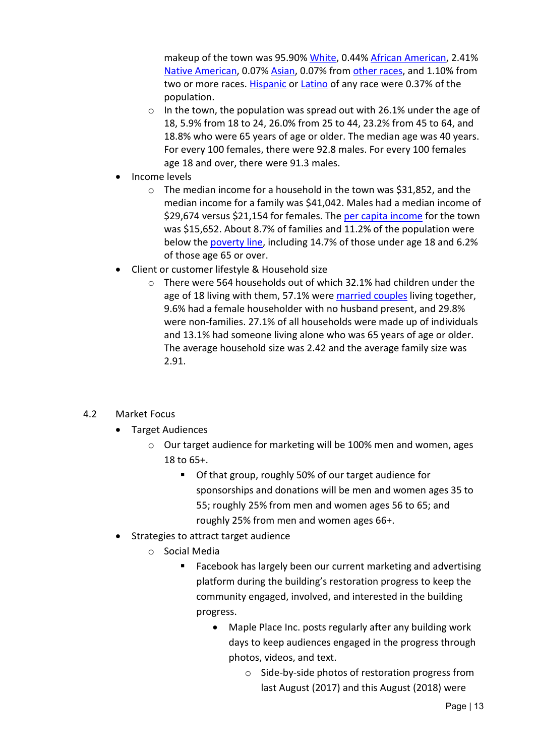makeup of the town was 95.90% White, 0.44% African American, 2.41% Native American, 0.07% Asian, 0.07% from other races, and 1.10% from two or more races. Hispanic or Latino of any race were 0.37% of the population.

    - In the town, the population was spread out with 26.1% under the age of 18, 5.9% from 18 to 24, 26.0% from 25 to 44, 23.2% from 45 to 64, and 18.8% who were 65 years of age or older. The median age was 40 years. For every 100 females, there were 92.8 males. For every 100 females age 18 and over, there were 91.3 males.
- Income levels
    - The median income for a household in the town was $31,852, and the median income for a family was $41,042. Males had a median income of $29,674 versus $21,154 for females. The per capita income for the town was $15,652. About 8.7% of families and 11.2% of the population were below the poverty line, including 14.7% of those under age 18 and 6.2% of those age 65 or over.
- Client or customer lifestyle & Household size
    - There were 564 households out of which 32.1% had children under the age of 18 living with them, 57.1% were married couples living together, 9.6% had a female householder with no husband present, and 29.8% were non-families. 27.1% of all households were made up of individuals and 13.1% had someone living alone who was 65 years of age or older. The average household size was 2.42 and the average family size was 2.91.

## 4.2 Market Focus

- Target Audiences
    - Our target audience for marketing will be 100% men and women, ages 18 to 65+.
        - Of that group, roughly 50% of our target audience for sponsorships and donations will be men and women ages 35 to 55; roughly 25% from men and women ages 56 to 65; and roughly 25% from men and women ages 66+.
- Strategies to attract target audience
    - Social Media
        - Facebook has largely been our current marketing and advertising platform during the building's restoration progress to keep the community engaged, involved, and interested in the building progress.
            - Maple Place Inc. posts regularly after any building work days to keep audiences engaged in the progress through photos, videos, and text.
                - Side-by-side photos of restoration progress from last August (2017) and this August (2018) were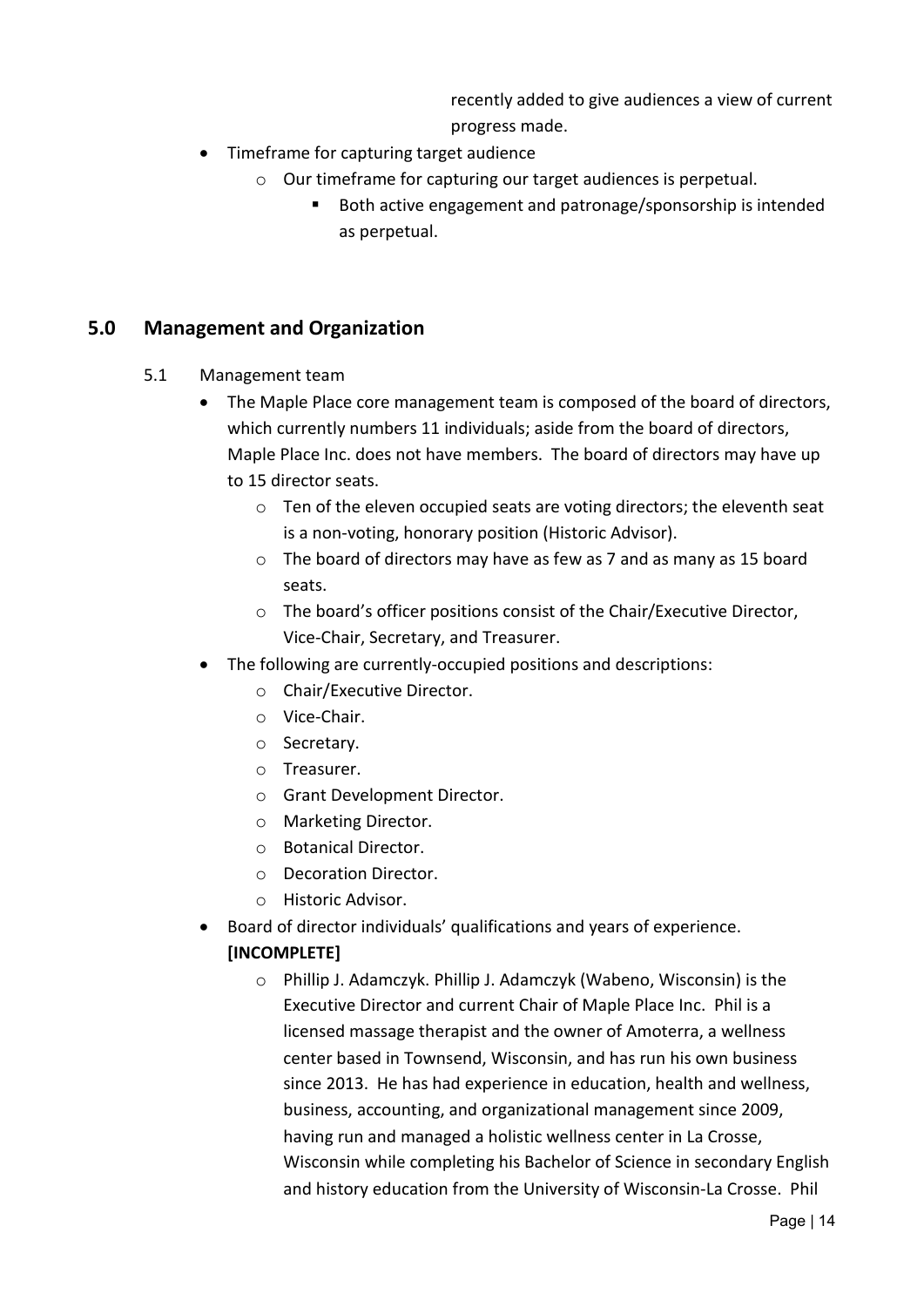recently added to give audiences a view of current progress made.

- Timeframe for capturing target audience
  - Our timeframe for capturing our target audiences is perpetual.
    - Both active engagement and patronage/sponsorship is intended as perpetual.

## 5.0 Management and Organization

5.1 Management team

- The Maple Place core management team is composed of the board of directors, which currently numbers 11 individuals; aside from the board of directors, Maple Place Inc. does not have members. The board of directors may have up to 15 director seats.
  - Ten of the eleven occupied seats are voting directors; the eleventh seat is a non-voting, honorary position (Historic Advisor).
  - The board of directors may have as few as 7 and as many as 15 board seats.
  - The board's officer positions consist of the Chair/Executive Director, Vice-Chair, Secretary, and Treasurer.
- The following are currently-occupied positions and descriptions:
  - Chair/Executive Director.
  - Vice-Chair.
  - Secretary.
  - Treasurer.
  - Grant Development Director.
  - Marketing Director.
  - Botanical Director.
  - Decoration Director.
  - Historic Advisor.
- Board of director individuals' qualifications and years of experience. **[INCOMPLETE]**
  - Phillip J. Adamczyk. Phillip J. Adamczyk (Wabeno, Wisconsin) is the Executive Director and current Chair of Maple Place Inc. Phil is a licensed massage therapist and the owner of Amoterra, a wellness center based in Townsend, Wisconsin, and has run his own business since 2013. He has had experience in education, health and wellness, business, accounting, and organizational management since 2009, having run and managed a holistic wellness center in La Crosse, Wisconsin while completing his Bachelor of Science in secondary English and history education from the University of Wisconsin-La Crosse. Phil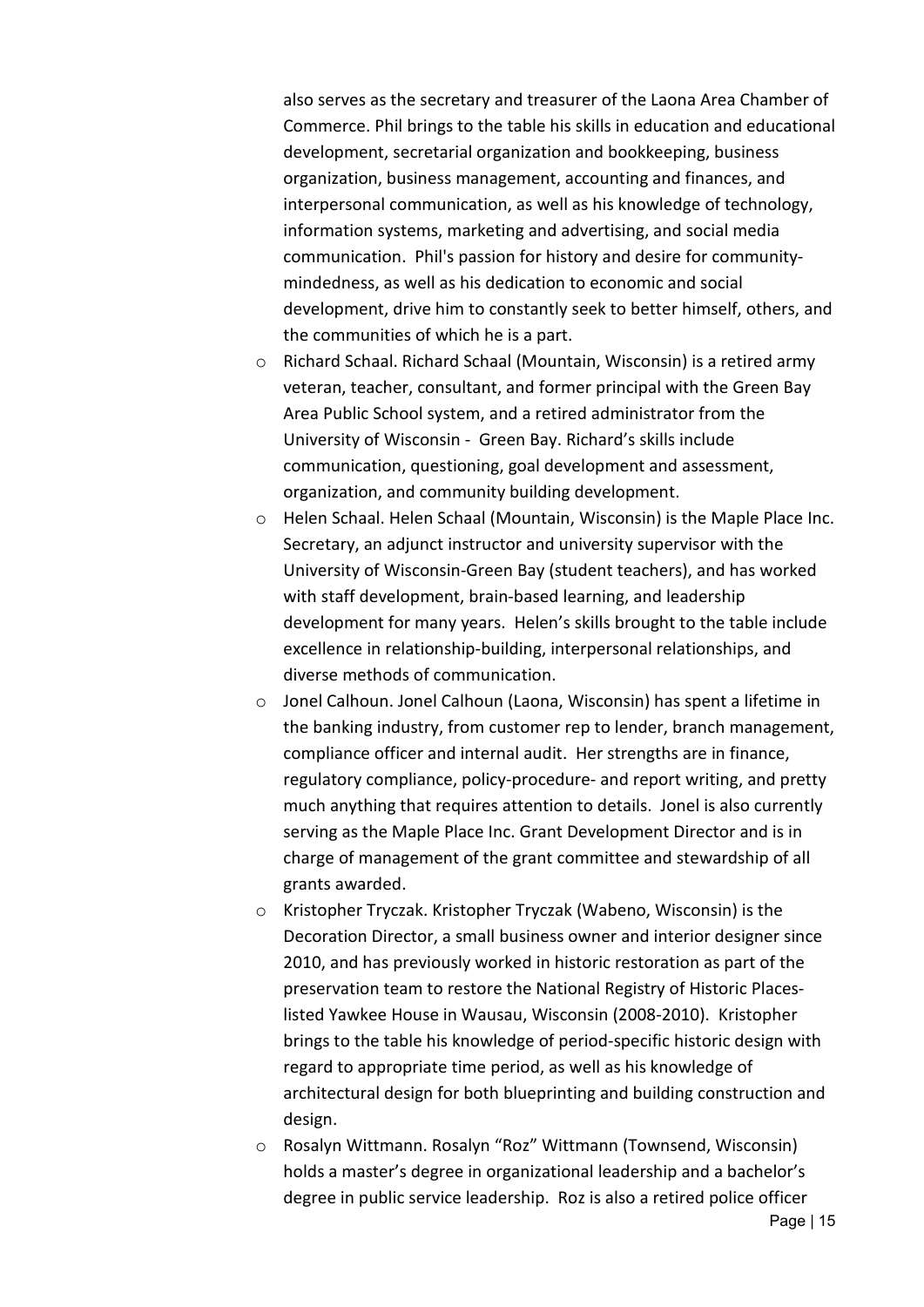also serves as the secretary and treasurer of the Laona Area Chamber of Commerce. Phil brings to the table his skills in education and educational development, secretarial organization and bookkeeping, business organization, business management, accounting and finances, and interpersonal communication, as well as his knowledge of technology, information systems, marketing and advertising, and social media communication. Phil's passion for history and desire for community-mindedness, as well as his dedication to economic and social development, drive him to constantly seek to better himself, others, and the communities of which he is a part.

- Richard Schaal. Richard Schaal (Mountain, Wisconsin) is a retired army veteran, teacher, consultant, and former principal with the Green Bay Area Public School system, and a retired administrator from the University of Wisconsin - Green Bay. Richard's skills include communication, questioning, goal development and assessment, organization, and community building development.
- Helen Schaal. Helen Schaal (Mountain, Wisconsin) is the Maple Place Inc. Secretary, an adjunct instructor and university supervisor with the University of Wisconsin-Green Bay (student teachers), and has worked with staff development, brain-based learning, and leadership development for many years. Helen's skills brought to the table include excellence in relationship-building, interpersonal relationships, and diverse methods of communication.
- Jonel Calhoun. Jonel Calhoun (Laona, Wisconsin) has spent a lifetime in the banking industry, from customer rep to lender, branch management, compliance officer and internal audit. Her strengths are in finance, regulatory compliance, policy-procedure- and report writing, and pretty much anything that requires attention to details. Jonel is also currently serving as the Maple Place Inc. Grant Development Director and is in charge of management of the grant committee and stewardship of all grants awarded.
- Kristopher Tryczak. Kristopher Tryczak (Wabeno, Wisconsin) is the Decoration Director, a small business owner and interior designer since 2010, and has previously worked in historic restoration as part of the preservation team to restore the National Registry of Historic Places-listed Yawkee House in Wausau, Wisconsin (2008-2010). Kristopher brings to the table his knowledge of period-specific historic design with regard to appropriate time period, as well as his knowledge of architectural design for both blueprinting and building construction and design.
- Rosalyn Wittmann. Rosalyn "Roz" Wittmann (Townsend, Wisconsin) holds a master's degree in organizational leadership and a bachelor's degree in public service leadership. Roz is also a retired police officer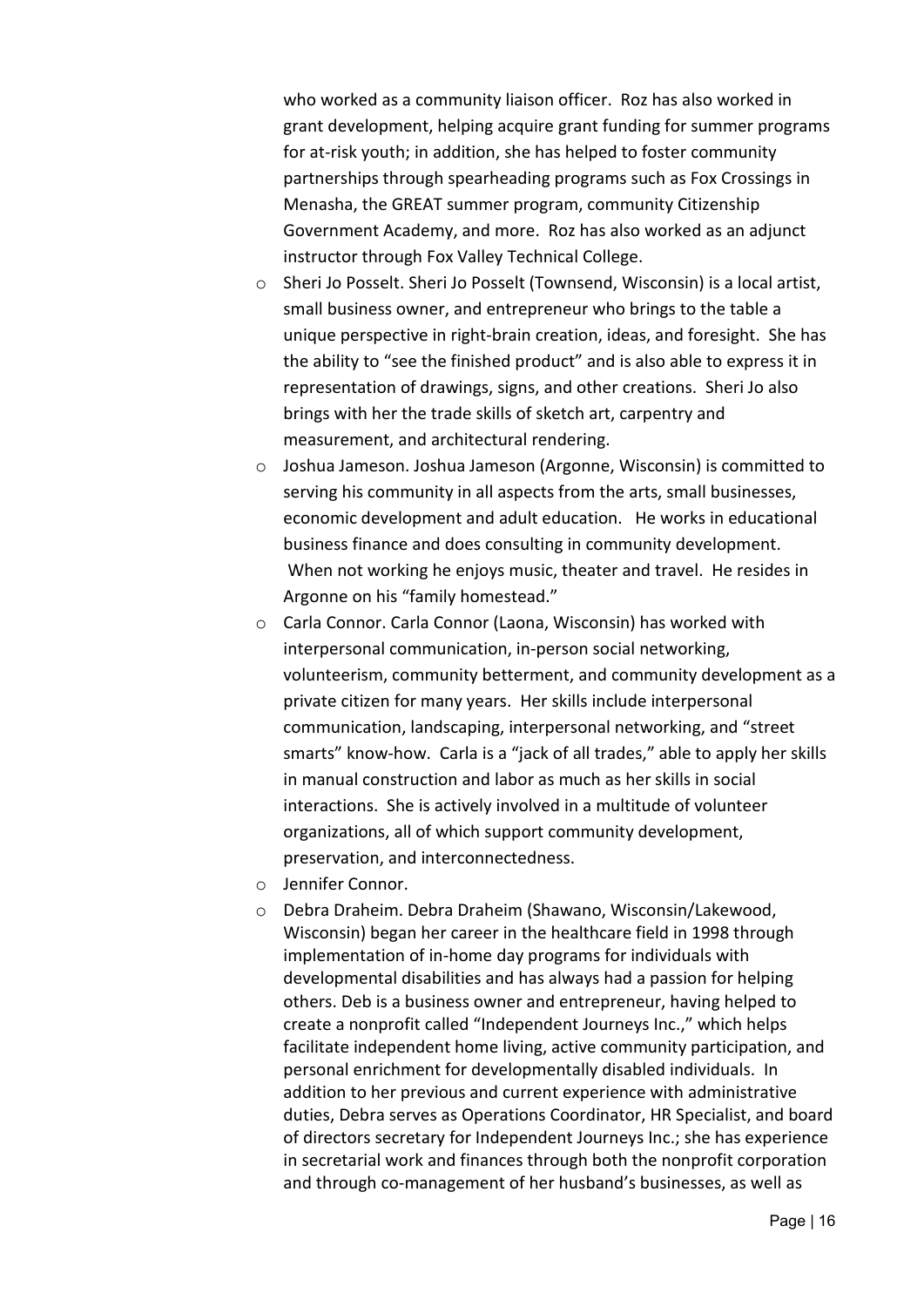who worked as a community liaison officer. Roz has also worked in grant development, helping acquire grant funding for summer programs for at-risk youth; in addition, she has helped to foster community partnerships through spearheading programs such as Fox Crossings in Menasha, the GREAT summer program, community Citizenship Government Academy, and more. Roz has also worked as an adjunct instructor through Fox Valley Technical College.

- Sheri Jo Posselt. Sheri Jo Posselt (Townsend, Wisconsin) is a local artist, small business owner, and entrepreneur who brings to the table a unique perspective in right-brain creation, ideas, and foresight. She has the ability to "see the finished product" and is also able to express it in representation of drawings, signs, and other creations. Sheri Jo also brings with her the trade skills of sketch art, carpentry and measurement, and architectural rendering.
- Joshua Jameson. Joshua Jameson (Argonne, Wisconsin) is committed to serving his community in all aspects from the arts, small businesses, economic development and adult education. He works in educational business finance and does consulting in community development. When not working he enjoys music, theater and travel. He resides in Argonne on his "family homestead."
- Carla Connor. Carla Connor (Laona, Wisconsin) has worked with interpersonal communication, in-person social networking, volunteerism, community betterment, and community development as a private citizen for many years. Her skills include interpersonal communication, landscaping, interpersonal networking, and "street smarts" know-how. Carla is a "jack of all trades," able to apply her skills in manual construction and labor as much as her skills in social interactions. She is actively involved in a multitude of volunteer organizations, all of which support community development, preservation, and interconnectedness.
- Jennifer Connor.
- Debra Draheim. Debra Draheim (Shawano, Wisconsin/Lakewood, Wisconsin) began her career in the healthcare field in 1998 through implementation of in-home day programs for individuals with developmental disabilities and has always had a passion for helping others. Deb is a business owner and entrepreneur, having helped to create a nonprofit called "Independent Journeys Inc.," which helps facilitate independent home living, active community participation, and personal enrichment for developmentally disabled individuals. In addition to her previous and current experience with administrative duties, Debra serves as Operations Coordinator, HR Specialist, and board of directors secretary for Independent Journeys Inc.; she has experience in secretarial work and finances through both the nonprofit corporation and through co-management of her husband's businesses, as well as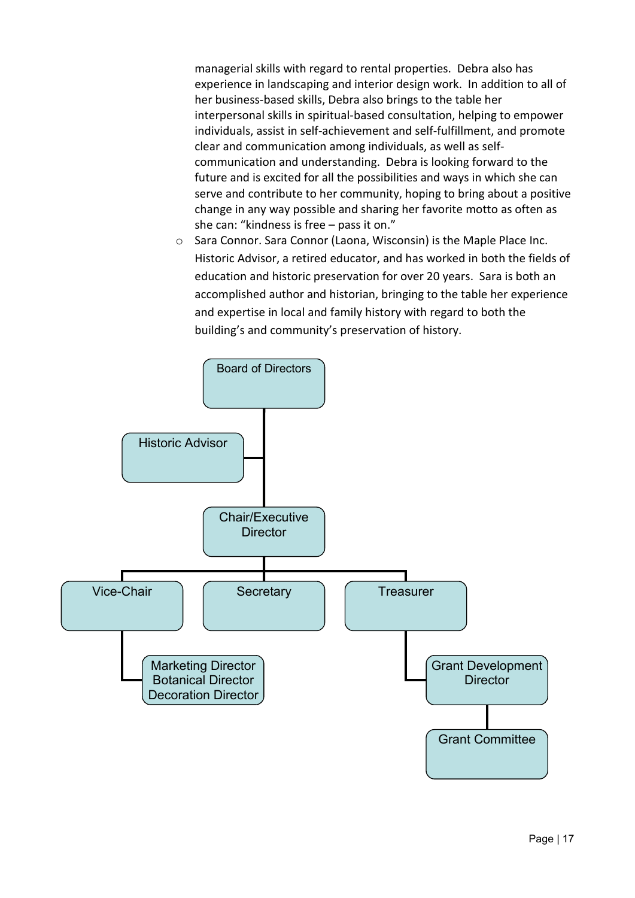managerial skills with regard to rental properties. Debra also has experience in landscaping and interior design work. In addition to all of her business-based skills, Debra also brings to the table her interpersonal skills in spiritual-based consultation, helping to empower individuals, assist in self-achievement and self-fulfillment, and promote clear and communication among individuals, as well as self-communication and understanding. Debra is looking forward to the future and is excited for all the possibilities and ways in which she can serve and contribute to her community, hoping to bring about a positive change in any way possible and sharing her favorite motto as often as she can: "kindness is free – pass it on."

- Sara Connor. Sara Connor (Laona, Wisconsin) is the Maple Place Inc. Historic Advisor, a retired educator, and has worked in both the fields of education and historic preservation for over 20 years. Sara is both an accomplished author and historian, bringing to the table her experience and expertise in local and family history with regard to both the building's and community's preservation of history.

- Board of Directors
  - Historic Advisor
  - Chair/Executive Director
    - Vice-Chair
      - Marketing Director
      - Botanical Director
      - Decoration Director
    - Secretary
    - Treasurer
      - Grant Development Director
        - Grant Committee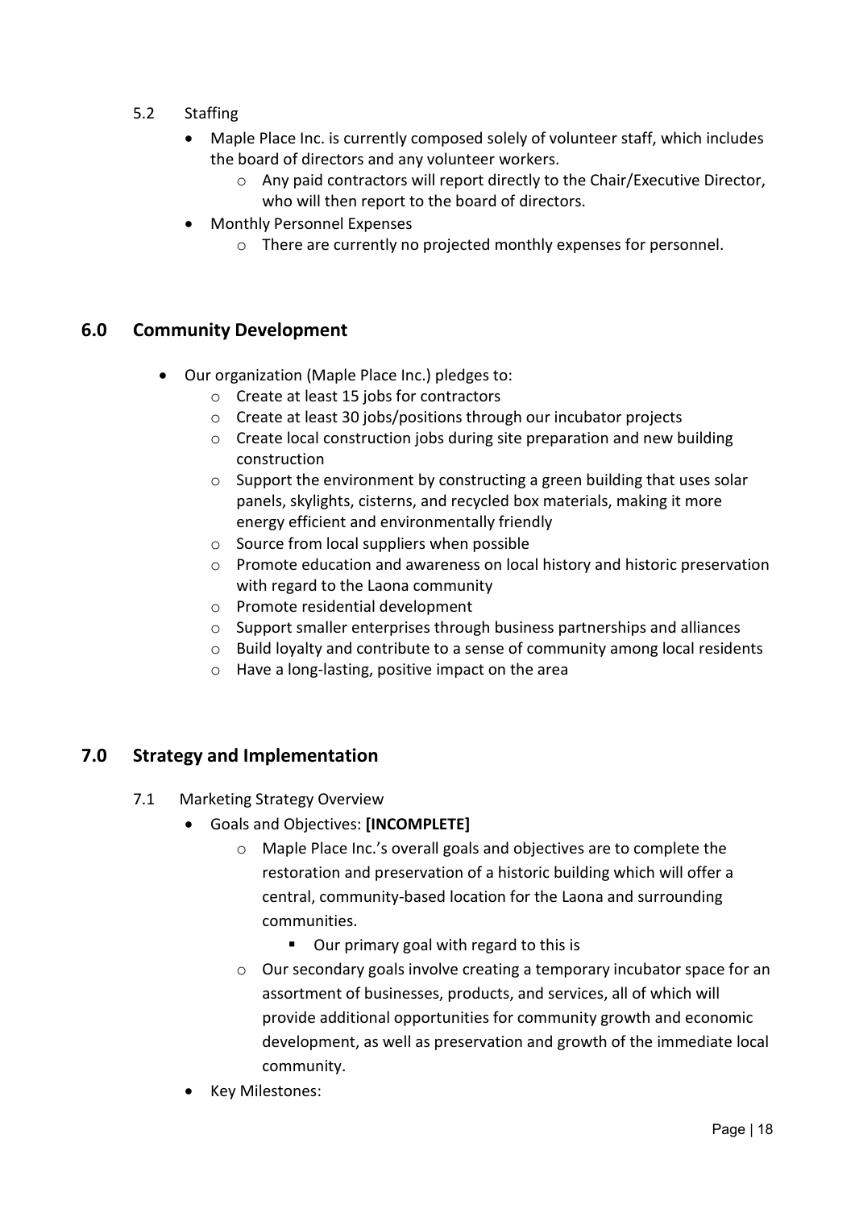5.2 Staffing

- Maple Place Inc. is currently composed solely of volunteer staff, which includes the board of directors and any volunteer workers.
  - Any paid contractors will report directly to the Chair/Executive Director, who will then report to the board of directors.
- Monthly Personnel Expenses
  - There are currently no projected monthly expenses for personnel.

## 6.0 Community Development

- Our organization (Maple Place Inc.) pledges to:
  - Create at least 15 jobs for contractors
  - Create at least 30 jobs/positions through our incubator projects
  - Create local construction jobs during site preparation and new building construction
  - Support the environment by constructing a green building that uses solar panels, skylights, cisterns, and recycled box materials, making it more energy efficient and environmentally friendly
  - Source from local suppliers when possible
  - Promote education and awareness on local history and historic preservation with regard to the Laona community
  - Promote residential development
  - Support smaller enterprises through business partnerships and alliances
  - Build loyalty and contribute to a sense of community among local residents
  - Have a long-lasting, positive impact on the area

## 7.0 Strategy and Implementation

7.1 Marketing Strategy Overview

- Goals and Objectives: **[INCOMPLETE]**
  - Maple Place Inc.'s overall goals and objectives are to complete the restoration and preservation of a historic building which will offer a central, community-based location for the Laona and surrounding communities.
    - Our primary goal with regard to this is
  - Our secondary goals involve creating a temporary incubator space for an assortment of businesses, products, and services, all of which will provide additional opportunities for community growth and economic development, as well as preservation and growth of the immediate local community.
- Key Milestones: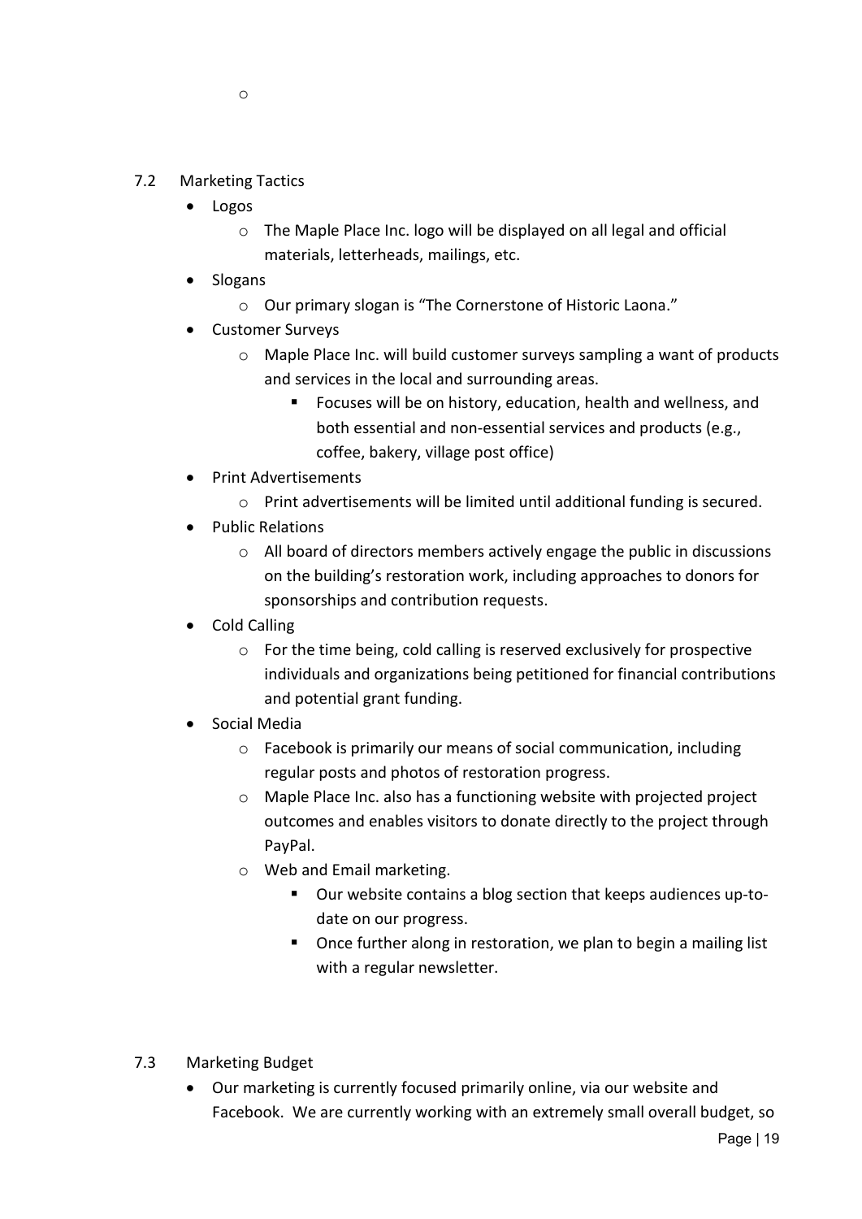- 

## 7.2 Marketing Tactics

- Logos
  - The Maple Place Inc. logo will be displayed on all legal and official materials, letterheads, mailings, etc.
- Slogans
  - Our primary slogan is "The Cornerstone of Historic Laona."
- Customer Surveys
  - Maple Place Inc. will build customer surveys sampling a want of products and services in the local and surrounding areas.
    - Focuses will be on history, education, health and wellness, and both essential and non-essential services and products (e.g., coffee, bakery, village post office)
- Print Advertisements
  - Print advertisements will be limited until additional funding is secured.
- Public Relations
  - All board of directors members actively engage the public in discussions on the building's restoration work, including approaches to donors for sponsorships and contribution requests.
- Cold Calling
  - For the time being, cold calling is reserved exclusively for prospective individuals and organizations being petitioned for financial contributions and potential grant funding.
- Social Media
  - Facebook is primarily our means of social communication, including regular posts and photos of restoration progress.
  - Maple Place Inc. also has a functioning website with projected project outcomes and enables visitors to donate directly to the project through PayPal.
  - Web and Email marketing.
    - Our website contains a blog section that keeps audiences up-to-date on our progress.
    - Once further along in restoration, we plan to begin a mailing list with a regular newsletter.

## 7.3 Marketing Budget

- Our marketing is currently focused primarily online, via our website and Facebook. We are currently working with an extremely small overall budget, so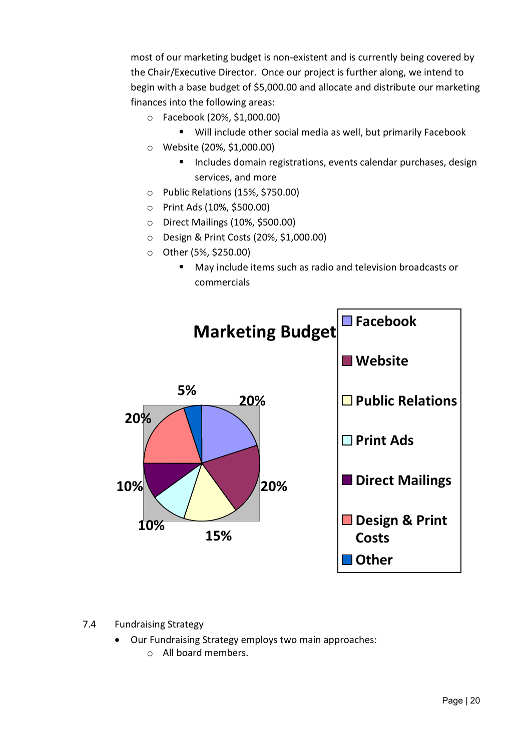most of our marketing budget is non-existent and is currently being covered by the Chair/Executive Director. Once our project is further along, we intend to begin with a base budget of $5,000.00 and allocate and distribute our marketing finances into the following areas:

- Facebook (20%, $1,000.00)
  - Will include other social media as well, but primarily Facebook
- Website (20%, $1,000.00)
  - Includes domain registrations, events calendar purchases, design services, and more
- Public Relations (15%, $750.00)
- Print Ads (10%, $500.00)
- Direct Mailings (10%, $500.00)
- Design & Print Costs (20%, $1,000.00)
- Other (5%, $250.00)
  - May include items such as radio and television broadcasts or commercials

**Marketing Budget**

| Category | Share |
| --- | --- |
| Facebook | 20% |
| Website | 20% |
| Public Relations | 15% |
| Print Ads | 10% |
| Direct Mailings | 10% |
| Design & Print Costs | 20% |
| Other | 5% |

7.4 Fundraising Strategy

- Our Fundraising Strategy employs two main approaches:
  - All board members.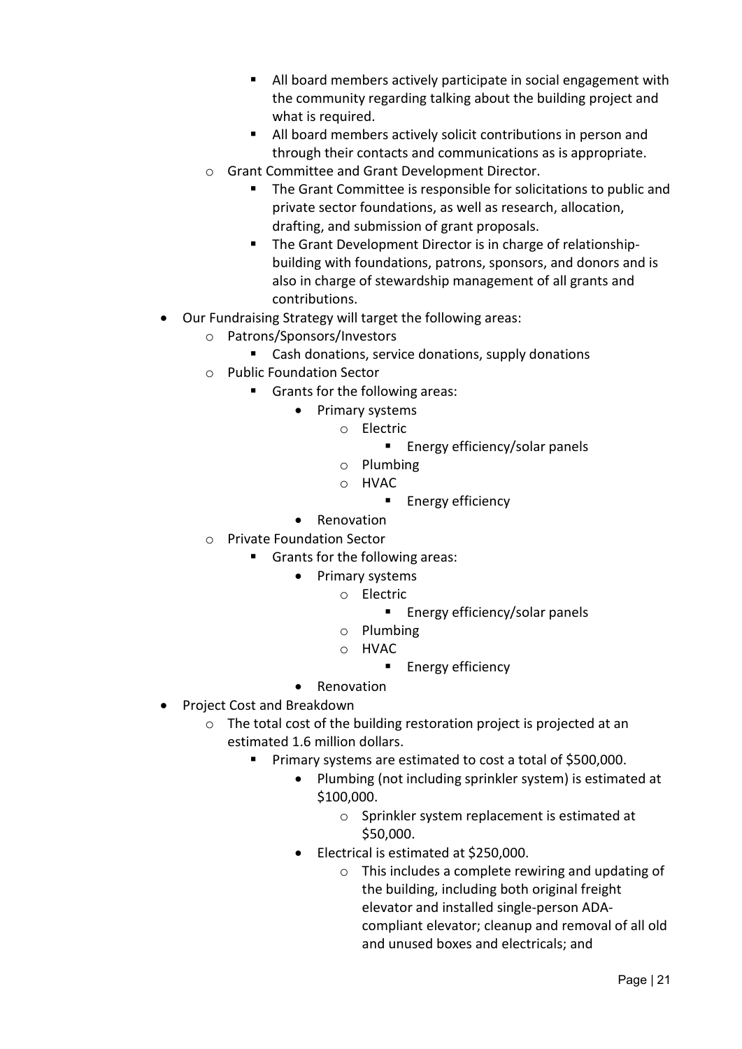- All board members actively participate in social engagement with the community regarding talking about the building project and what is required.
        - All board members actively solicit contributions in person and through their contacts and communications as is appropriate.
    - Grant Committee and Grant Development Director.
        - The Grant Committee is responsible for solicitations to public and private sector foundations, as well as research, allocation, drafting, and submission of grant proposals.
        - The Grant Development Director is in charge of relationship-building with foundations, patrons, sponsors, and donors and is also in charge of stewardship management of all grants and contributions.
- Our Fundraising Strategy will target the following areas:
    - Patrons/Sponsors/Investors
        - Cash donations, service donations, supply donations
    - Public Foundation Sector
        - Grants for the following areas:
            - Primary systems
                - Electric
                    - Energy efficiency/solar panels
                - Plumbing
                - HVAC
                    - Energy efficiency
            - Renovation
    - Private Foundation Sector
        - Grants for the following areas:
            - Primary systems
                - Electric
                    - Energy efficiency/solar panels
                - Plumbing
                - HVAC
                    - Energy efficiency
            - Renovation
- Project Cost and Breakdown
    - The total cost of the building restoration project is projected at an estimated 1.6 million dollars.
        - Primary systems are estimated to cost a total of $500,000.
            - Plumbing (not including sprinkler system) is estimated at $100,000.
                - Sprinkler system replacement is estimated at $50,000.
            - Electrical is estimated at $250,000.
                - This includes a complete rewiring and updating of the building, including both original freight elevator and installed single-person ADA-compliant elevator; cleanup and removal of all old and unused boxes and electricals; and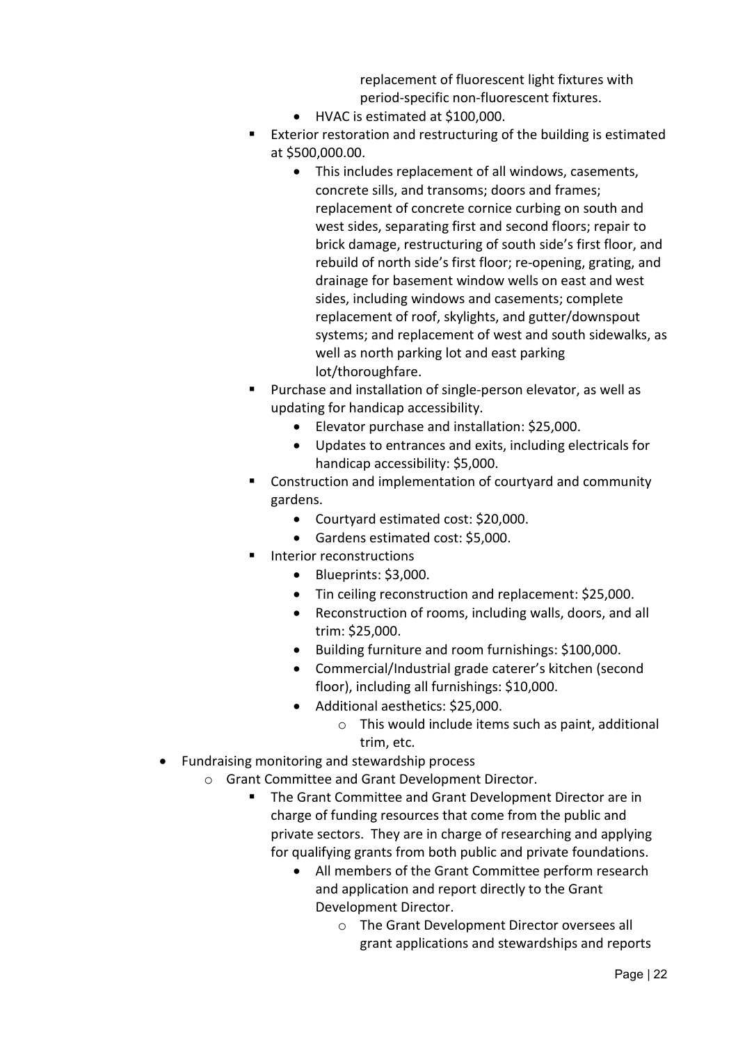- replacement of fluorescent light fixtures with period-specific non-fluorescent fixtures.
      - HVAC is estimated at $100,000.
    - Exterior restoration and restructuring of the building is estimated at $500,000.00.
      - This includes replacement of all windows, casements, concrete sills, and transoms; doors and frames; replacement of concrete cornice curbing on south and west sides, separating first and second floors; repair to brick damage, restructuring of south side's first floor, and rebuild of north side's first floor; re-opening, grating, and drainage for basement window wells on east and west sides, including windows and casements; complete replacement of roof, skylights, and gutter/downspout systems; and replacement of west and south sidewalks, as well as north parking lot and east parking lot/thoroughfare.
    - Purchase and installation of single-person elevator, as well as updating for handicap accessibility.
      - Elevator purchase and installation: $25,000.
      - Updates to entrances and exits, including electricals for handicap accessibility: $5,000.
    - Construction and implementation of courtyard and community gardens.
      - Courtyard estimated cost: $20,000.
      - Gardens estimated cost: $5,000.
    - Interior reconstructions
      - Blueprints: $3,000.
      - Tin ceiling reconstruction and replacement: $25,000.
      - Reconstruction of rooms, including walls, doors, and all trim: $25,000.
      - Building furniture and room furnishings: $100,000.
      - Commercial/Industrial grade caterer's kitchen (second floor), including all furnishings: $10,000.
      - Additional aesthetics: $25,000.
        - This would include items such as paint, additional trim, etc.
- Fundraising monitoring and stewardship process
  - Grant Committee and Grant Development Director.
    - The Grant Committee and Grant Development Director are in charge of funding resources that come from the public and private sectors. They are in charge of researching and applying for qualifying grants from both public and private foundations.
      - All members of the Grant Committee perform research and application and report directly to the Grant Development Director.
        - The Grant Development Director oversees all grant applications and stewardships and reports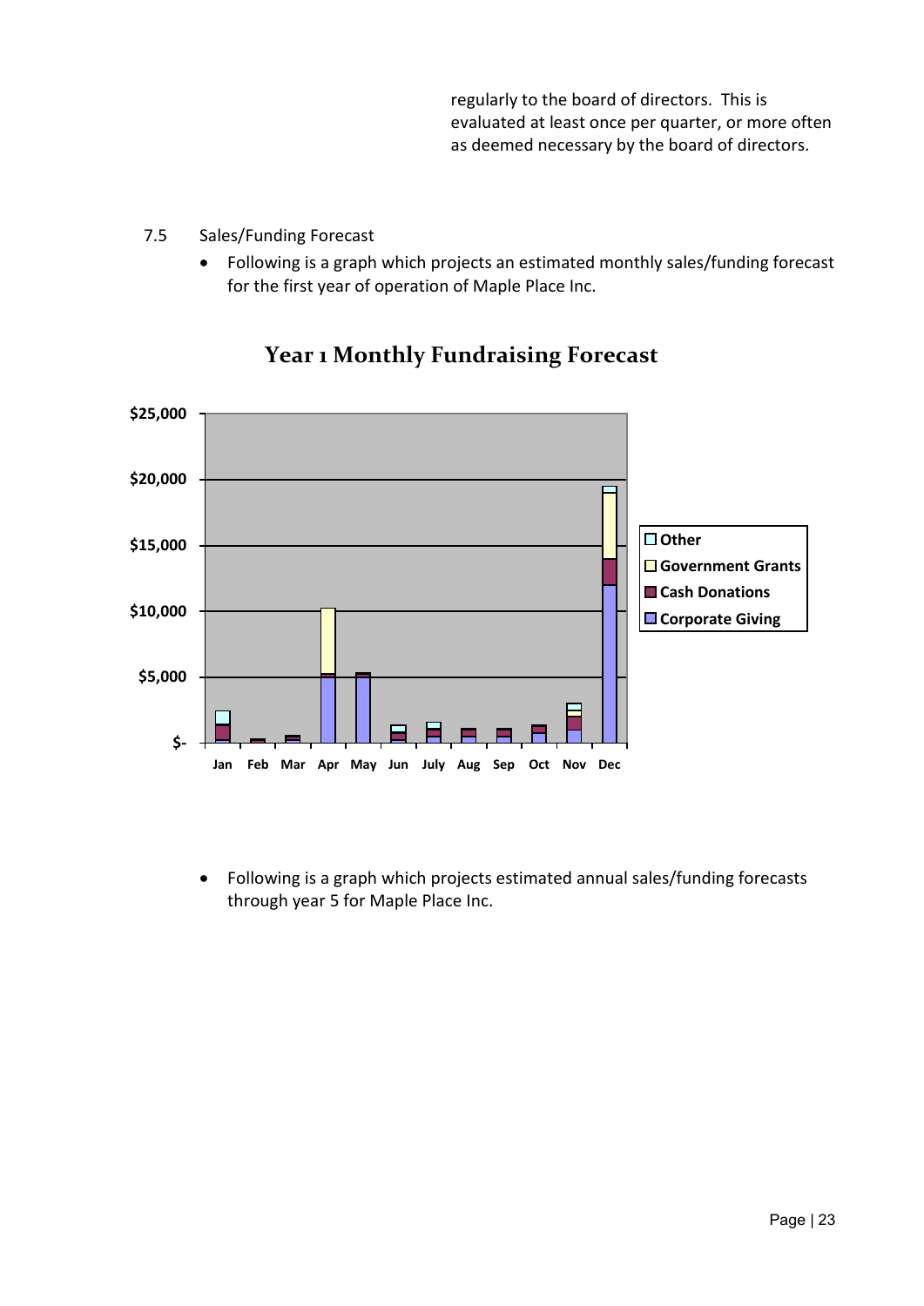regularly to the board of directors. This is evaluated at least once per quarter, or more often as deemed necessary by the board of directors.

7.5 Sales/Funding Forecast

- Following is a graph which projects an estimated monthly sales/funding forecast for the first year of operation of Maple Place Inc.

**Year 1 Monthly Fundraising Forecast**

- Following is a graph which projects estimated annual sales/funding forecasts through year 5 for Maple Place Inc.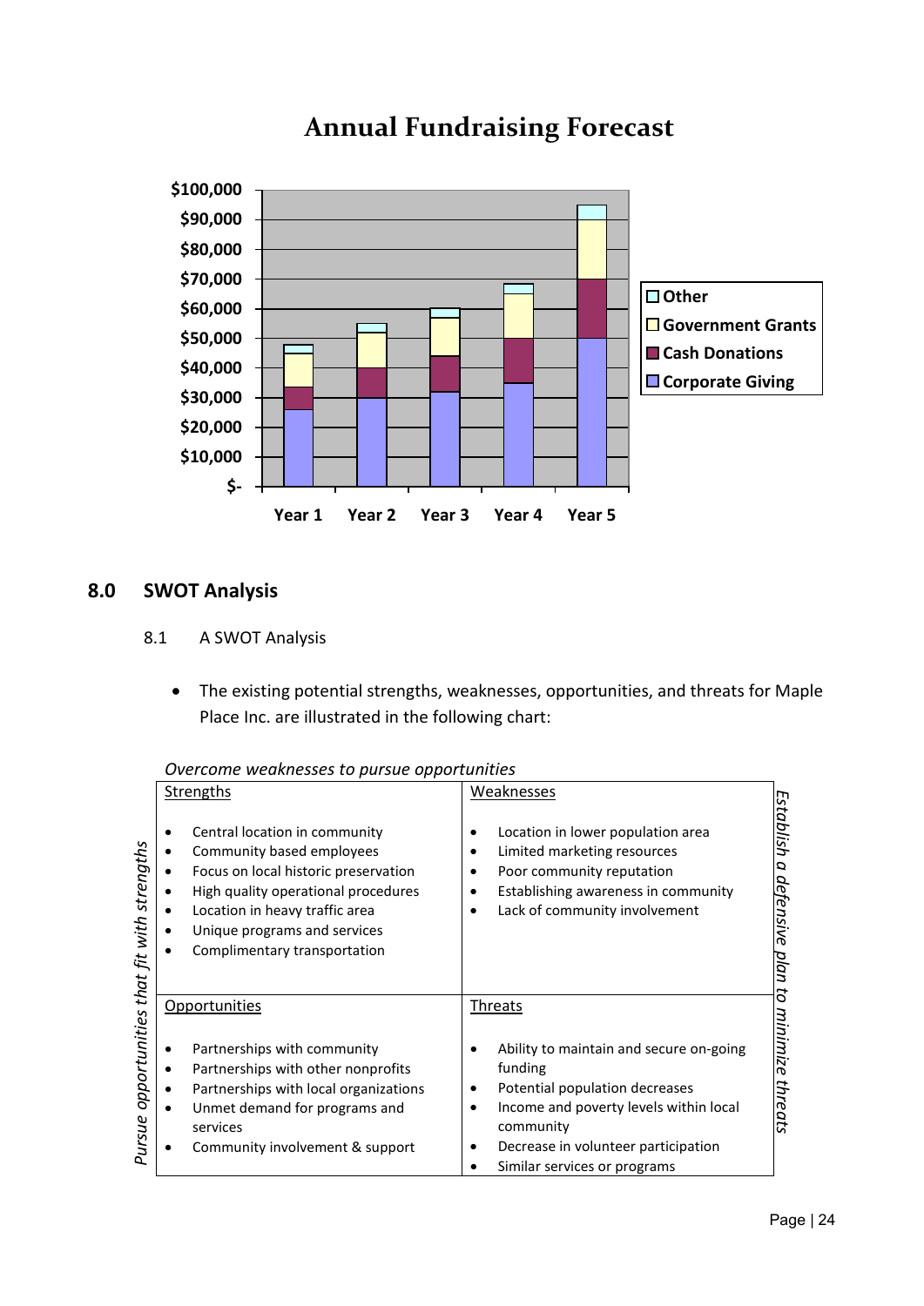# Annual Fundraising Forecast

| | Year 1 | Year 2 | Year 3 | Year 4 | Year 5 |
|---|---|---|---|---|---|
| Corporate Giving | | | | | |
| Cash Donations | | | | | |
| Government Grants | | | | | |
| Other | | | | | |

## 8.0 SWOT Analysis

### 8.1 A SWOT Analysis

- The existing potential strengths, weaknesses, opportunities, and threats for Maple Place Inc. are illustrated in the following chart:

*Overcome weaknesses to pursue opportunities*

*Pursue opportunities that fit with strengths*

*Establish a defensive plan to minimize threats*

| Strengths | Weaknesses |
|---|---|
| • Central location in community<br>• Community based employees<br>• Focus on local historic preservation<br>• High quality operational procedures<br>• Location in heavy traffic area<br>• Unique programs and services<br>• Complimentary transportation | • Location in lower population area<br>• Limited marketing resources<br>• Poor community reputation<br>• Establishing awareness in community<br>• Lack of community involvement |
| **Opportunities** | **Threats** |
| • Partnerships with community<br>• Partnerships with other nonprofits<br>• Partnerships with local organizations<br>• Unmet demand for programs and services<br>• Community involvement & support | • Ability to maintain and secure on-going funding<br>• Potential population decreases<br>• Income and poverty levels within local community<br>• Decrease in volunteer participation<br>• Similar services or programs |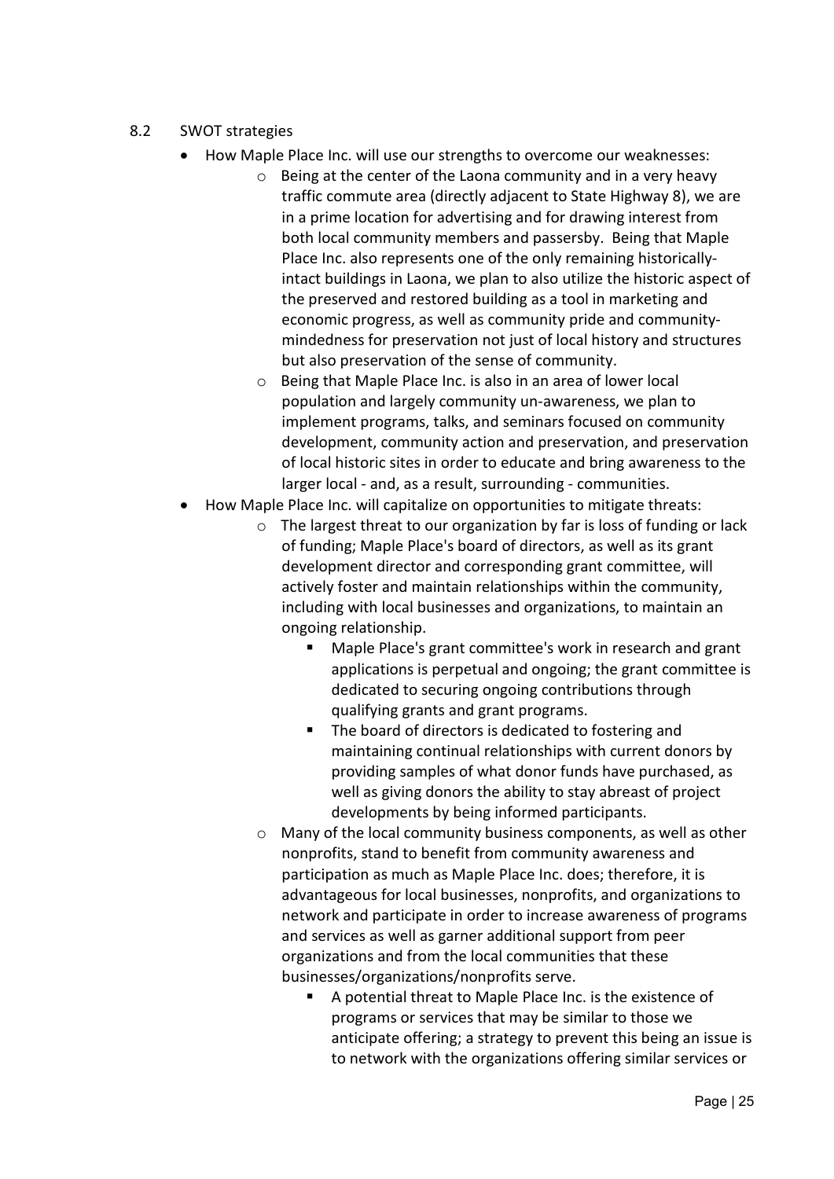## 8.2 SWOT strategies

- How Maple Place Inc. will use our strengths to overcome our weaknesses:
    - Being at the center of the Laona community and in a very heavy traffic commute area (directly adjacent to State Highway 8), we are in a prime location for advertising and for drawing interest from both local community members and passersby. Being that Maple Place Inc. also represents one of the only remaining historically-intact buildings in Laona, we plan to also utilize the historic aspect of the preserved and restored building as a tool in marketing and economic progress, as well as community pride and community-mindedness for preservation not just of local history and structures but also preservation of the sense of community.
    - Being that Maple Place Inc. is also in an area of lower local population and largely community un-awareness, we plan to implement programs, talks, and seminars focused on community development, community action and preservation, and preservation of local historic sites in order to educate and bring awareness to the larger local - and, as a result, surrounding - communities.
- How Maple Place Inc. will capitalize on opportunities to mitigate threats:
    - The largest threat to our organization by far is loss of funding or lack of funding; Maple Place's board of directors, as well as its grant development director and corresponding grant committee, will actively foster and maintain relationships within the community, including with local businesses and organizations, to maintain an ongoing relationship.
        - Maple Place's grant committee's work in research and grant applications is perpetual and ongoing; the grant committee is dedicated to securing ongoing contributions through qualifying grants and grant programs.
        - The board of directors is dedicated to fostering and maintaining continual relationships with current donors by providing samples of what donor funds have purchased, as well as giving donors the ability to stay abreast of project developments by being informed participants.
    - Many of the local community business components, as well as other nonprofits, stand to benefit from community awareness and participation as much as Maple Place Inc. does; therefore, it is advantageous for local businesses, nonprofits, and organizations to network and participate in order to increase awareness of programs and services as well as garner additional support from peer organizations and from the local communities that these businesses/organizations/nonprofits serve.
        - A potential threat to Maple Place Inc. is the existence of programs or services that may be similar to those we anticipate offering; a strategy to prevent this being an issue is to network with the organizations offering similar services or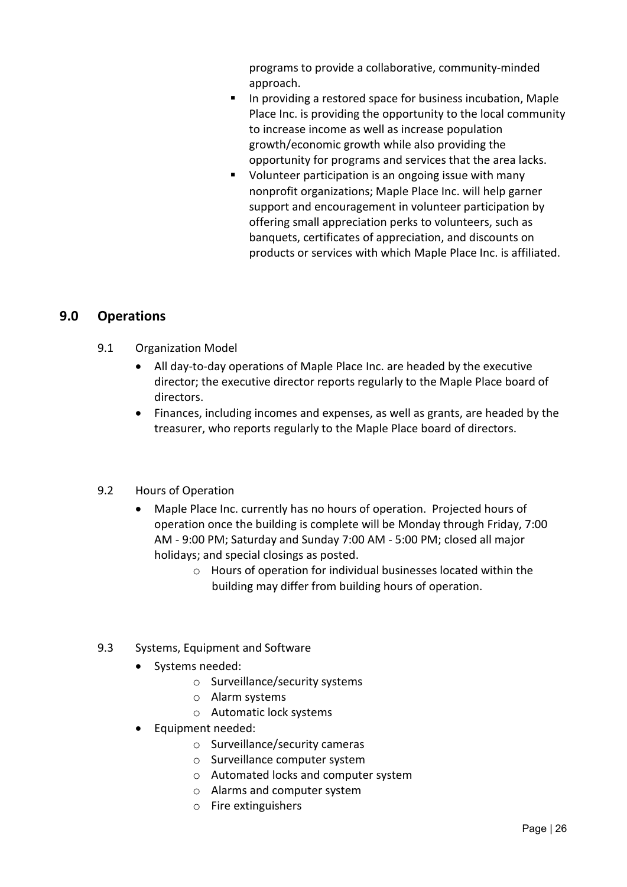programs to provide a collaborative, community-minded approach.

- In providing a restored space for business incubation, Maple Place Inc. is providing the opportunity to the local community to increase income as well as increase population growth/economic growth while also providing the opportunity for programs and services that the area lacks.
- Volunteer participation is an ongoing issue with many nonprofit organizations; Maple Place Inc. will help garner support and encouragement in volunteer participation by offering small appreciation perks to volunteers, such as banquets, certificates of appreciation, and discounts on products or services with which Maple Place Inc. is affiliated.

## 9.0 Operations

### 9.1 Organization Model

- All day-to-day operations of Maple Place Inc. are headed by the executive director; the executive director reports regularly to the Maple Place board of directors.
- Finances, including incomes and expenses, as well as grants, are headed by the treasurer, who reports regularly to the Maple Place board of directors.

### 9.2 Hours of Operation

- Maple Place Inc. currently has no hours of operation. Projected hours of operation once the building is complete will be Monday through Friday, 7:00 AM - 9:00 PM; Saturday and Sunday 7:00 AM - 5:00 PM; closed all major holidays; and special closings as posted.
  - Hours of operation for individual businesses located within the building may differ from building hours of operation.

### 9.3 Systems, Equipment and Software

- Systems needed:
  - Surveillance/security systems
  - Alarm systems
  - Automatic lock systems
- Equipment needed:
  - Surveillance/security cameras
  - Surveillance computer system
  - Automated locks and computer system
  - Alarms and computer system
  - Fire extinguishers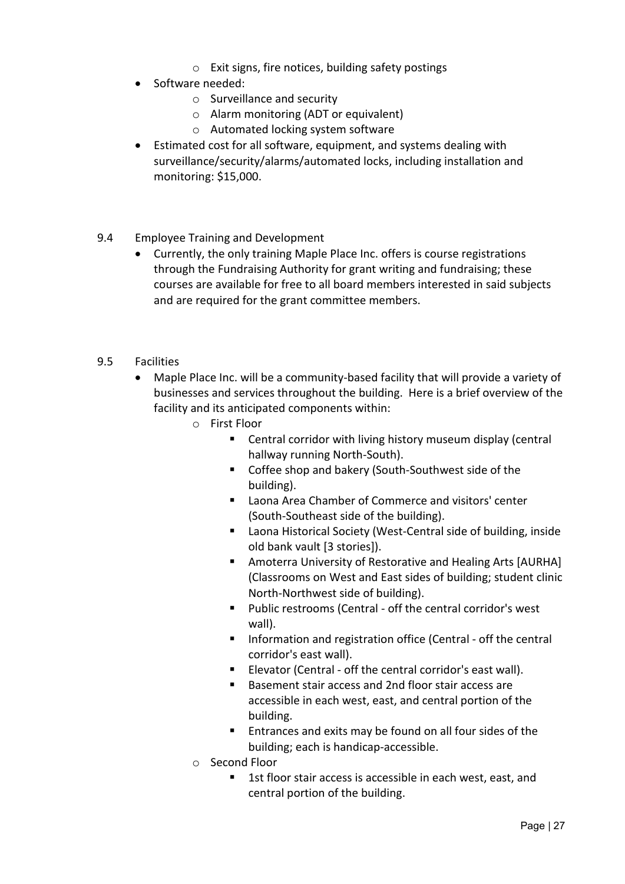- Exit signs, fire notices, building safety postings
- Software needed:
  - Surveillance and security
  - Alarm monitoring (ADT or equivalent)
  - Automated locking system software
- Estimated cost for all software, equipment, and systems dealing with surveillance/security/alarms/automated locks, including installation and monitoring: $15,000.

## 9.4 Employee Training and Development

- Currently, the only training Maple Place Inc. offers is course registrations through the Fundraising Authority for grant writing and fundraising; these courses are available for free to all board members interested in said subjects and are required for the grant committee members.

## 9.5 Facilities

- Maple Place Inc. will be a community-based facility that will provide a variety of businesses and services throughout the building. Here is a brief overview of the facility and its anticipated components within:
  - First Floor
    - Central corridor with living history museum display (central hallway running North-South).
    - Coffee shop and bakery (South-Southwest side of the building).
    - Laona Area Chamber of Commerce and visitors' center (South-Southeast side of the building).
    - Laona Historical Society (West-Central side of building, inside old bank vault [3 stories]).
    - Amoterra University of Restorative and Healing Arts [AURHA] (Classrooms on West and East sides of building; student clinic North-Northwest side of building).
    - Public restrooms (Central - off the central corridor's west wall).
    - Information and registration office (Central - off the central corridor's east wall).
    - Elevator (Central - off the central corridor's east wall).
    - Basement stair access and 2nd floor stair access are accessible in each west, east, and central portion of the building.
    - Entrances and exits may be found on all four sides of the building; each is handicap-accessible.
  - Second Floor
    - 1st floor stair access is accessible in each west, east, and central portion of the building.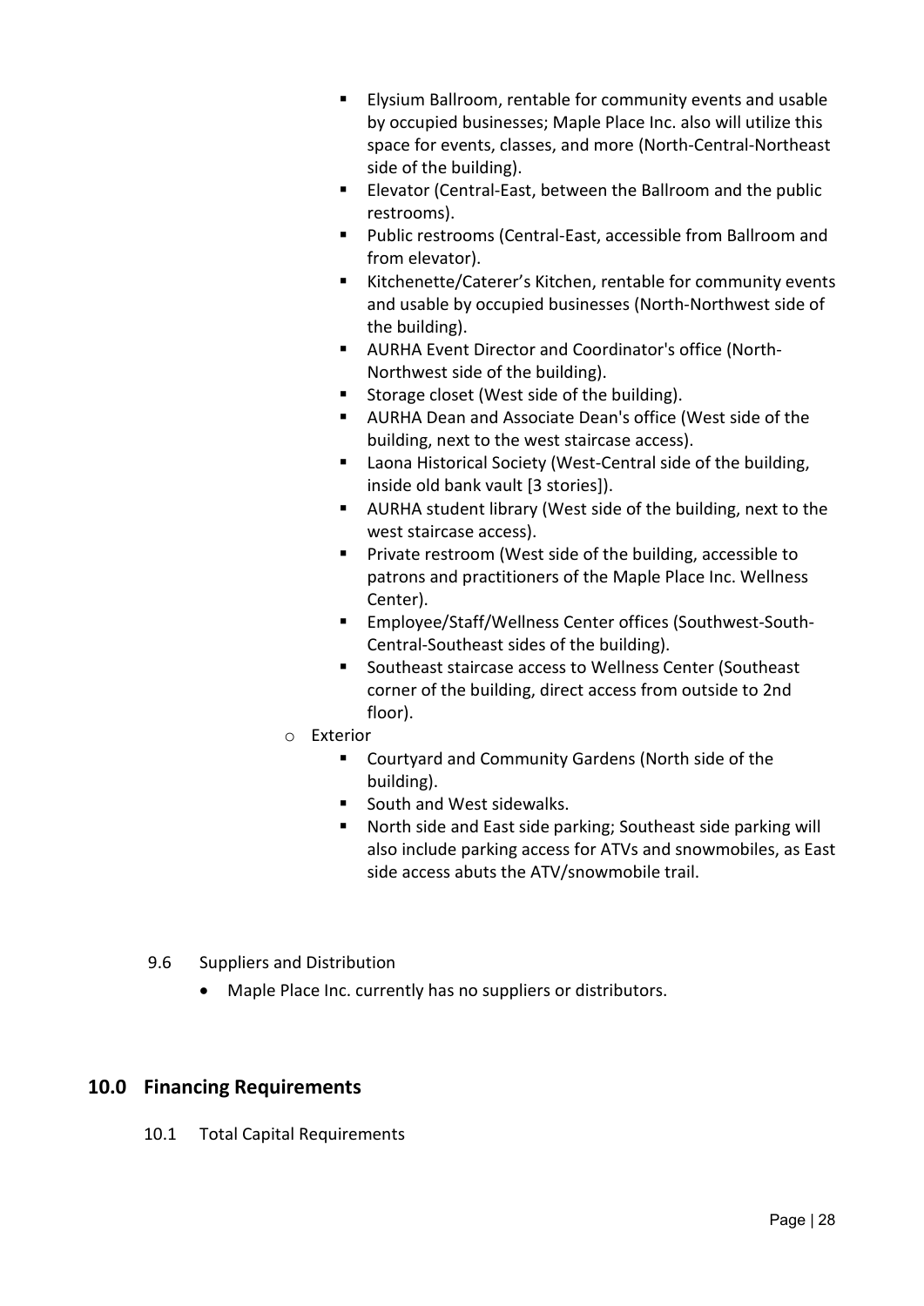- Elysium Ballroom, rentable for community events and usable by occupied businesses; Maple Place Inc. also will utilize this space for events, classes, and more (North-Central-Northeast side of the building).
        - Elevator (Central-East, between the Ballroom and the public restrooms).
        - Public restrooms (Central-East, accessible from Ballroom and from elevator).
        - Kitchenette/Caterer's Kitchen, rentable for community events and usable by occupied businesses (North-Northwest side of the building).
        - AURHA Event Director and Coordinator's office (North-Northwest side of the building).
        - Storage closet (West side of the building).
        - AURHA Dean and Associate Dean's office (West side of the building, next to the west staircase access).
        - Laona Historical Society (West-Central side of the building, inside old bank vault [3 stories]).
        - AURHA student library (West side of the building, next to the west staircase access).
        - Private restroom (West side of the building, accessible to patrons and practitioners of the Maple Place Inc. Wellness Center).
        - Employee/Staff/Wellness Center offices (Southwest-South-Central-Southeast sides of the building).
        - Southeast staircase access to Wellness Center (Southeast corner of the building, direct access from outside to 2nd floor).
    - Exterior
        - Courtyard and Community Gardens (North side of the building).
        - South and West sidewalks.
        - North side and East side parking; Southeast side parking will also include parking access for ATVs and snowmobiles, as East side access abuts the ATV/snowmobile trail.

9.6 Suppliers and Distribution

- Maple Place Inc. currently has no suppliers or distributors.

## 10.0 Financing Requirements

10.1 Total Capital Requirements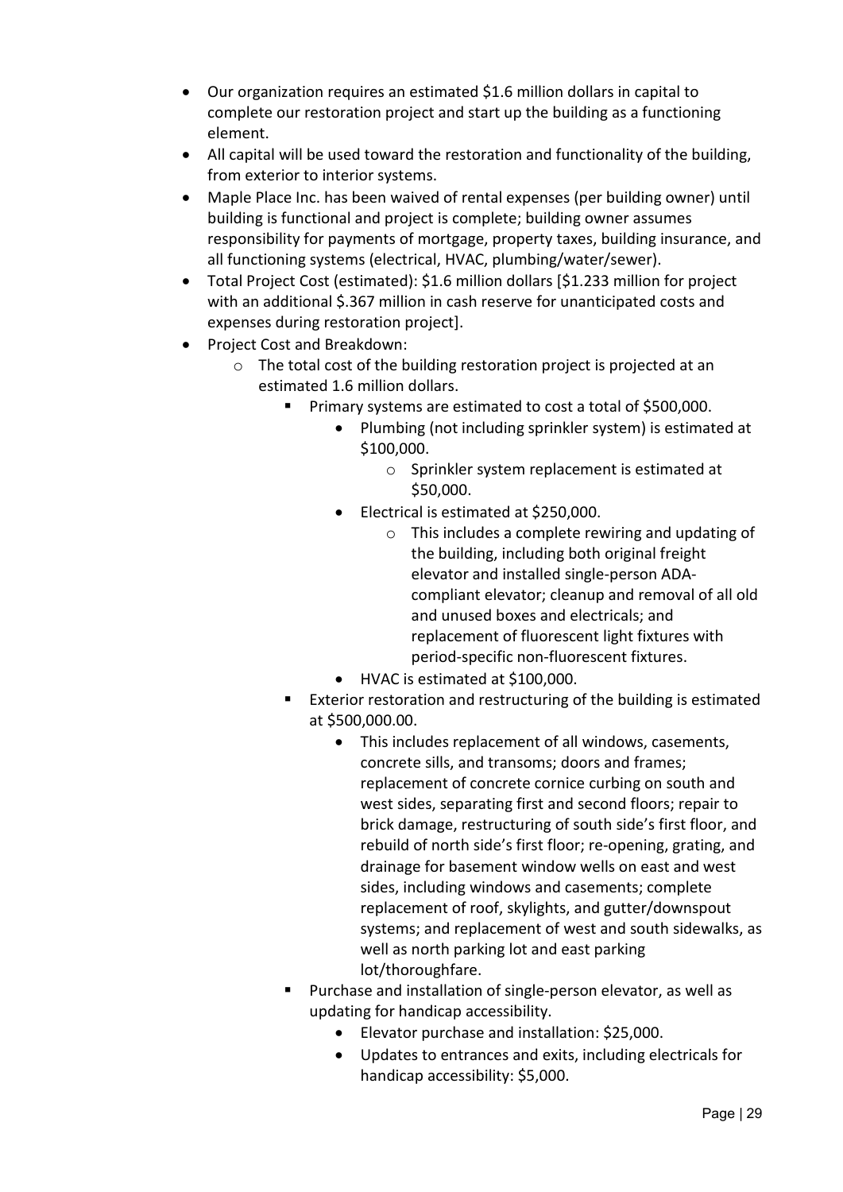- Our organization requires an estimated $1.6 million dollars in capital to complete our restoration project and start up the building as a functioning element.
- All capital will be used toward the restoration and functionality of the building, from exterior to interior systems.
- Maple Place Inc. has been waived of rental expenses (per building owner) until building is functional and project is complete; building owner assumes responsibility for payments of mortgage, property taxes, building insurance, and all functioning systems (electrical, HVAC, plumbing/water/sewer).
- Total Project Cost (estimated): $1.6 million dollars [$1.233 million for project with an additional $.367 million in cash reserve for unanticipated costs and expenses during restoration project].
- Project Cost and Breakdown:
  - The total cost of the building restoration project is projected at an estimated 1.6 million dollars.
    - Primary systems are estimated to cost a total of $500,000.
      - Plumbing (not including sprinkler system) is estimated at $100,000.
        - Sprinkler system replacement is estimated at $50,000.
      - Electrical is estimated at $250,000.
        - This includes a complete rewiring and updating of the building, including both original freight elevator and installed single-person ADA-compliant elevator; cleanup and removal of all old and unused boxes and electricals; and replacement of fluorescent light fixtures with period-specific non-fluorescent fixtures.
      - HVAC is estimated at $100,000.
    - Exterior restoration and restructuring of the building is estimated at $500,000.00.
      - This includes replacement of all windows, casements, concrete sills, and transoms; doors and frames; replacement of concrete cornice curbing on south and west sides, separating first and second floors; repair to brick damage, restructuring of south side's first floor, and rebuild of north side's first floor; re-opening, grating, and drainage for basement window wells on east and west sides, including windows and casements; complete replacement of roof, skylights, and gutter/downspout systems; and replacement of west and south sidewalks, as well as north parking lot and east parking lot/thoroughfare.
    - Purchase and installation of single-person elevator, as well as updating for handicap accessibility.
      - Elevator purchase and installation: $25,000.
      - Updates to entrances and exits, including electricals for handicap accessibility: $5,000.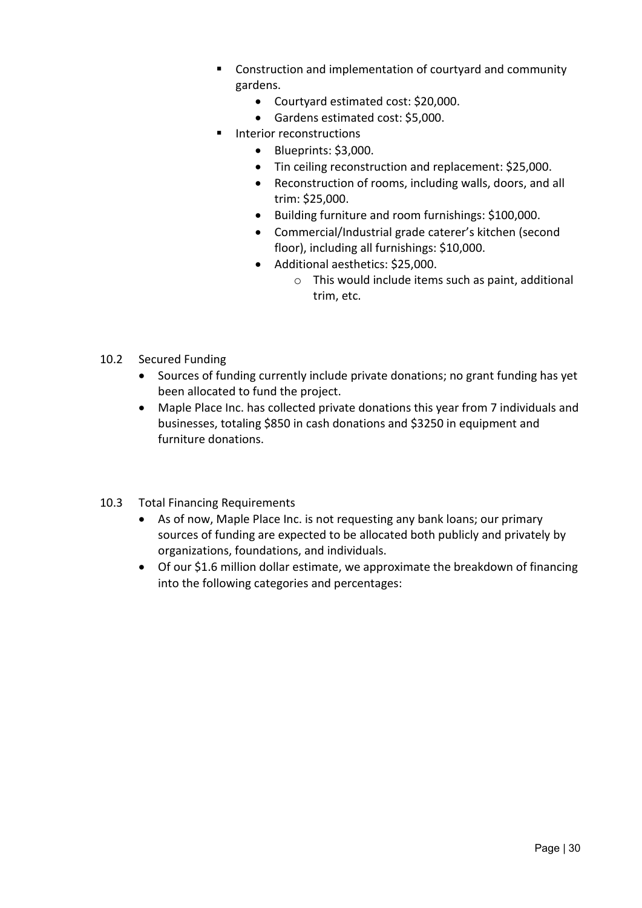- Construction and implementation of courtyard and community gardens.
    - Courtyard estimated cost: $20,000.
    - Gardens estimated cost: $5,000.
- Interior reconstructions
    - Blueprints: $3,000.
    - Tin ceiling reconstruction and replacement: $25,000.
    - Reconstruction of rooms, including walls, doors, and all trim: $25,000.
    - Building furniture and room furnishings: $100,000.
    - Commercial/Industrial grade caterer's kitchen (second floor), including all furnishings: $10,000.
    - Additional aesthetics: $25,000.
        - This would include items such as paint, additional trim, etc.

## 10.2 Secured Funding

- Sources of funding currently include private donations; no grant funding has yet been allocated to fund the project.
- Maple Place Inc. has collected private donations this year from 7 individuals and businesses, totaling $850 in cash donations and $3250 in equipment and furniture donations.

## 10.3 Total Financing Requirements

- As of now, Maple Place Inc. is not requesting any bank loans; our primary sources of funding are expected to be allocated both publicly and privately by organizations, foundations, and individuals.
- Of our $1.6 million dollar estimate, we approximate the breakdown of financing into the following categories and percentages: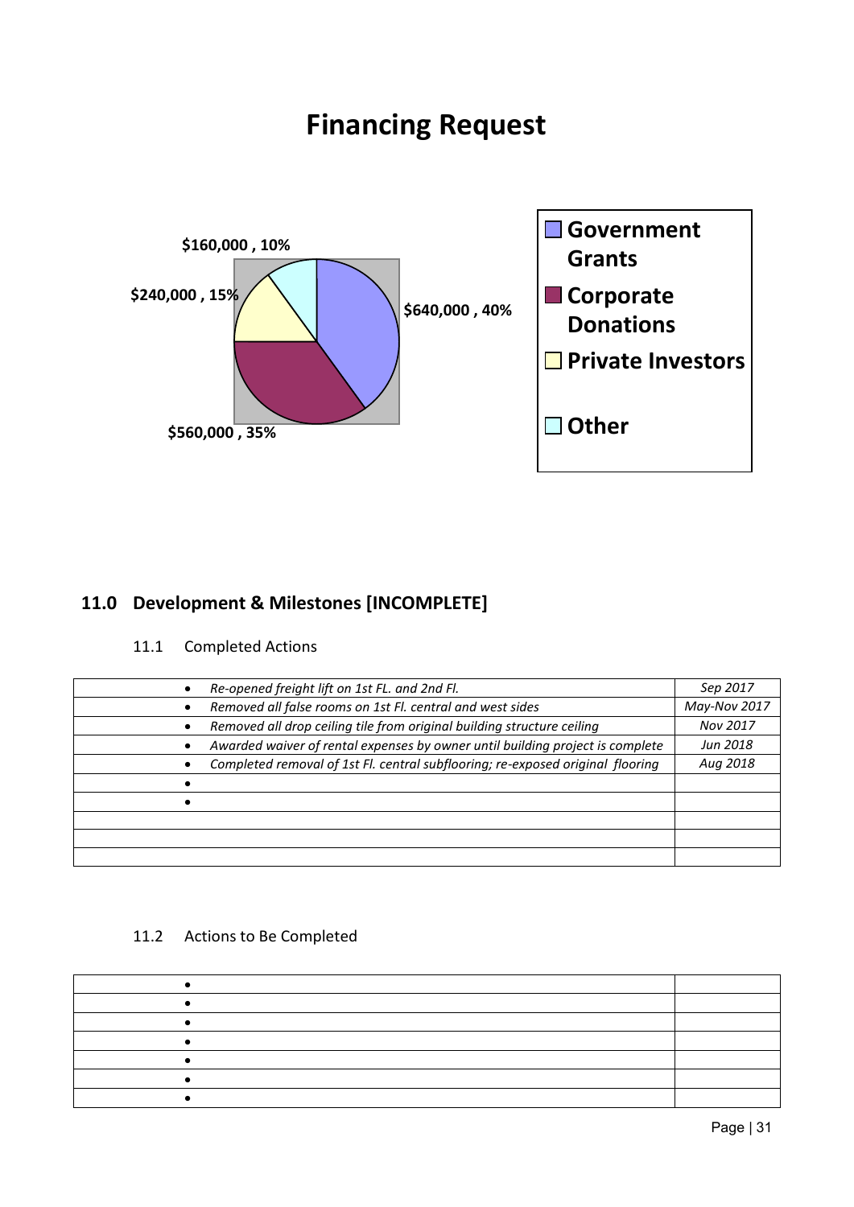# Financing Request

$160,000 , 10%

$240,000 , 15%

$640,000 , 40%

$560,000 , 35%

- Government Grants
- Corporate Donations
- Private Investors
- Other

## 11.0 Development & Milestones [INCOMPLETE]

### 11.1 Completed Actions

| Action | Date |
| --- | --- |
| • *Re-opened freight lift on 1st FL. and 2nd Fl.* | *Sep 2017* |
| • *Removed all false rooms on 1st Fl. central and west sides* | *May-Nov 2017* |
| • *Removed all drop ceiling tile from original building structure ceiling* | *Nov 2017* |
| • *Awarded waiver of rental expenses by owner until building project is complete* | *Jun 2018* |
| • *Completed removal of 1st Fl. central subflooring; re-exposed original flooring* | *Aug 2018* |
| • | |
| • | |
| | |
| | |
| | |

### 11.2 Actions to Be Completed

| Action | Date |
| --- | --- |
| • | |
| • | |
| • | |
| • | |
| • | |
| • | |
| • | |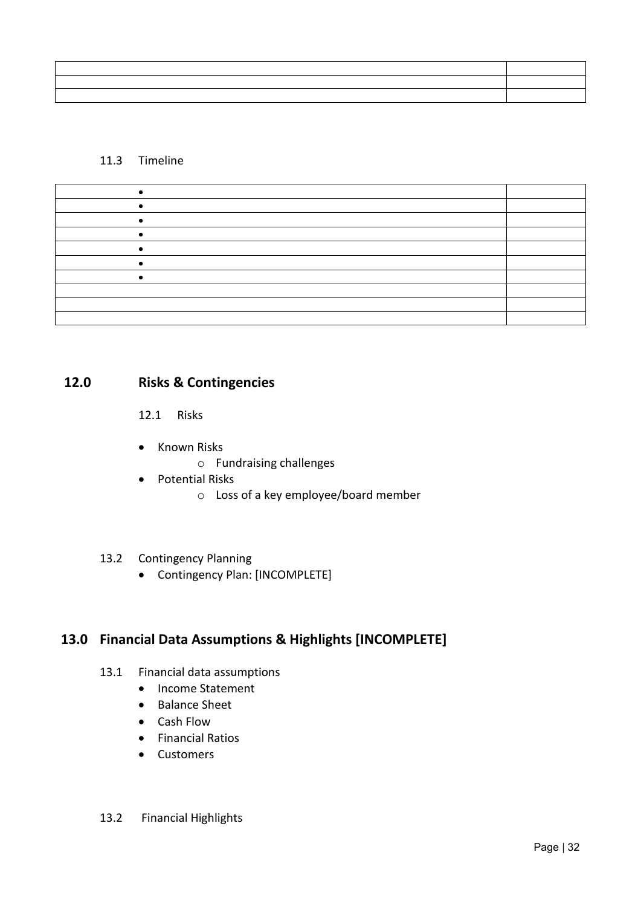| | |
|---|---|
| | |
| | |
| | |

### 11.3 Timeline

| | |
|---|---|
| • | |
| • | |
| • | |
| • | |
| • | |
| • | |
| • | |
| | |
| | |
| | |

## 12.0 Risks & Contingencies

### 12.1 Risks

- Known Risks
  - Fundraising challenges
- Potential Risks
  - Loss of a key employee/board member

### 13.2 Contingency Planning

- Contingency Plan: [INCOMPLETE]

## 13.0 Financial Data Assumptions & Highlights [INCOMPLETE]

### 13.1 Financial data assumptions

- Income Statement
- Balance Sheet
- Cash Flow
- Financial Ratios
- Customers

### 13.2 Financial Highlights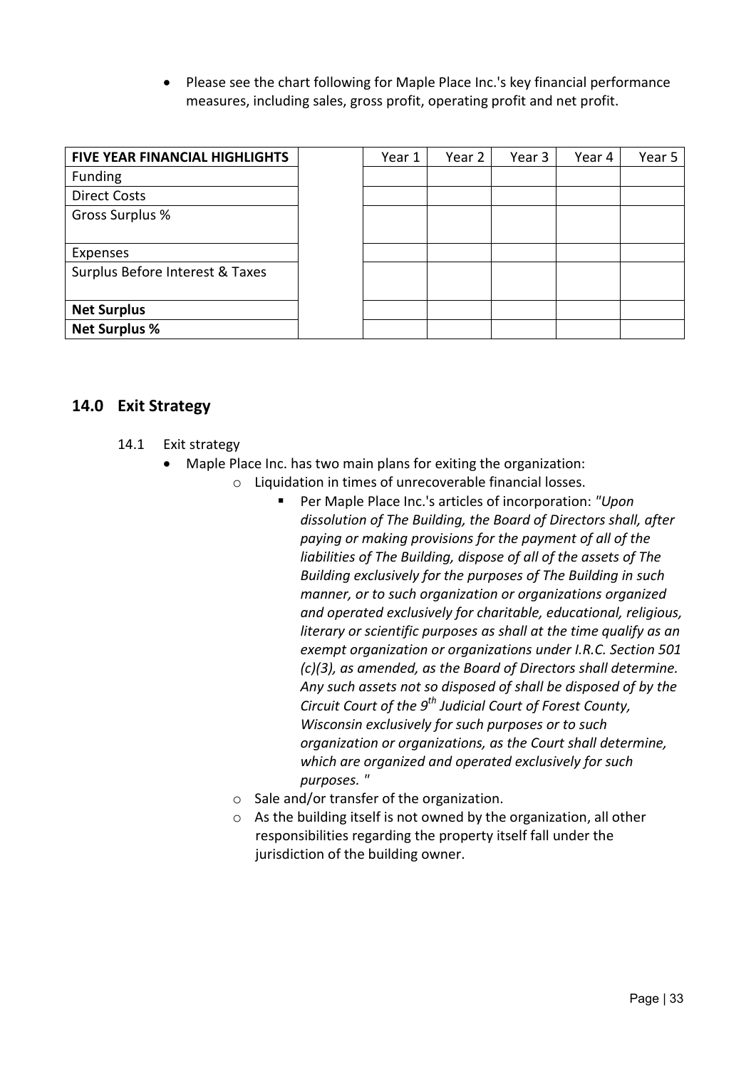- Please see the chart following for Maple Place Inc.'s key financial performance measures, including sales, gross profit, operating profit and net profit.

| FIVE YEAR FINANCIAL HIGHLIGHTS | | Year 1 | Year 2 | Year 3 | Year 4 | Year 5 |
|---|---|---|---|---|---|---|
| Funding | | | | | | |
| Direct Costs | | | | | | |
| Gross Surplus % | | | | | | |
| Expenses | | | | | | |
| Surplus Before Interest & Taxes | | | | | | |
| **Net Surplus** | | | | | | |
| **Net Surplus %** | | | | | | |

## 14.0 Exit Strategy

14.1 Exit strategy

- Maple Place Inc. has two main plans for exiting the organization:
  - Liquidation in times of unrecoverable financial losses.
    - Per Maple Place Inc.'s articles of incorporation: *"Upon dissolution of The Building, the Board of Directors shall, after paying or making provisions for the payment of all of the liabilities of The Building, dispose of all of the assets of The Building exclusively for the purposes of The Building in such manner, or to such organization or organizations organized and operated exclusively for charitable, educational, religious, literary or scientific purposes as shall at the time qualify as an exempt organization or organizations under I.R.C. Section 501 (c)(3), as amended, as the Board of Directors shall determine. Any such assets not so disposed of shall be disposed of by the Circuit Court of the 9th Judicial Court of Forest County, Wisconsin exclusively for such purposes or to such organization or organizations, as the Court shall determine, which are organized and operated exclusively for such purposes. "*
  - Sale and/or transfer of the organization.
  - As the building itself is not owned by the organization, all other responsibilities regarding the property itself fall under the jurisdiction of the building owner.